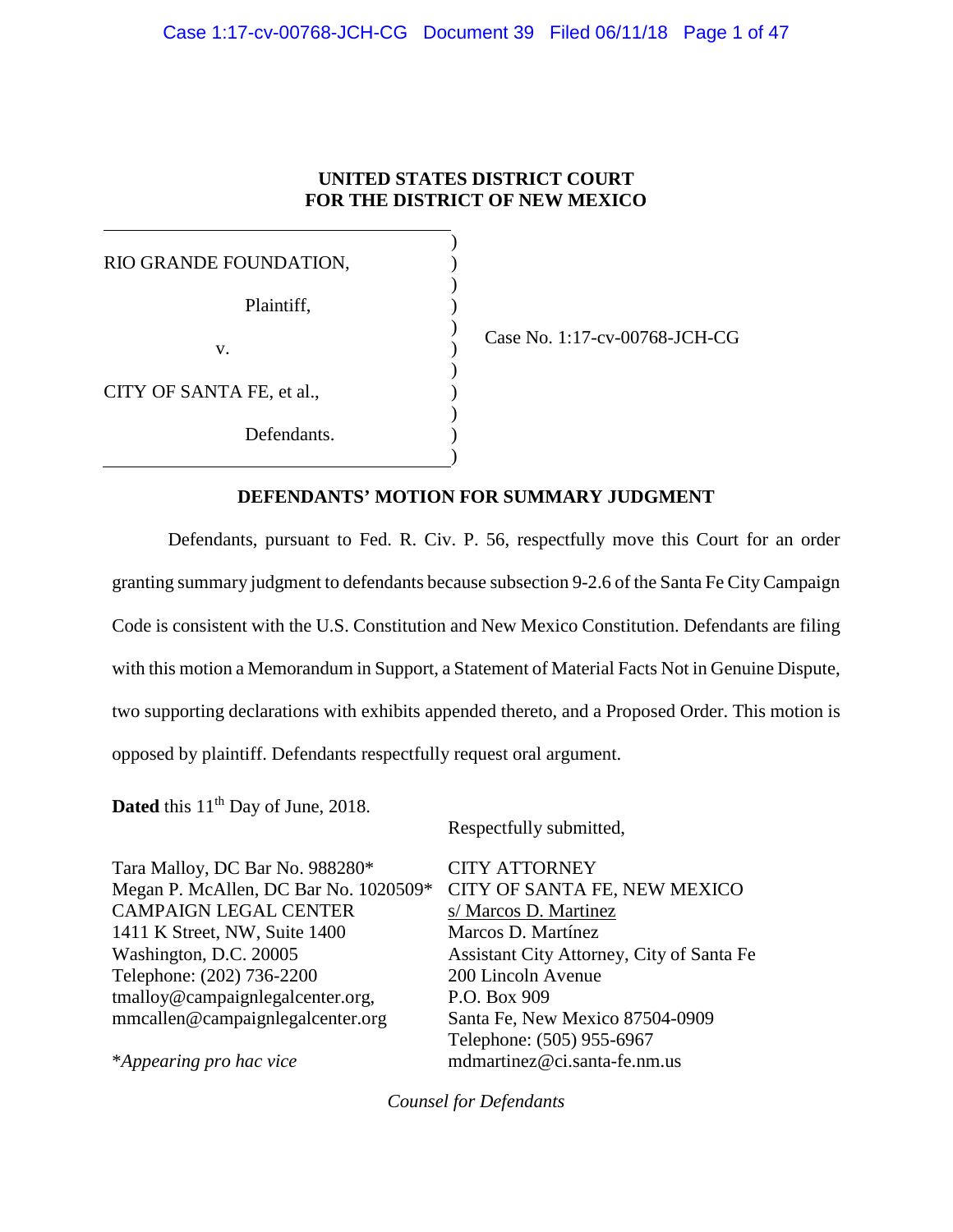**UNITED STATES DISTRICT COURT**
**FOR THE DISTRICT OF NEW MEXICO**

RIO GRANDE FOUNDATION,

Plaintiff,

v.

CITY OF SANTA FE, et al.,

Defendants.

Case No. 1:17-cv-00768-JCH-CG

## DEFENDANTS' MOTION FOR SUMMARY JUDGMENT

Defendants, pursuant to Fed. R. Civ. P. 56, respectfully move this Court for an order granting summary judgment to defendants because subsection 9-2.6 of the Santa Fe City Campaign Code is consistent with the U.S. Constitution and New Mexico Constitution. Defendants are filing with this motion a Memorandum in Support, a Statement of Material Facts Not in Genuine Dispute, two supporting declarations with exhibits appended thereto, and a Proposed Order. This motion is opposed by plaintiff. Defendants respectfully request oral argument.

**Dated** this 11th Day of June, 2018.

Respectfully submitted,

Tara Malloy, DC Bar No. 988280*
Megan P. McAllen, DC Bar No. 1020509*
CAMPAIGN LEGAL CENTER
1411 K Street, NW, Suite 1400
Washington, D.C. 20005
Telephone: (202) 736-2200
tmalloy@campaignlegalcenter.org,
mmcallen@campaignlegalcenter.org

**Appearing pro hac vice*

CITY ATTORNEY
CITY OF SANTA FE, NEW MEXICO
s/ Marcos D. Martinez
Marcos D. Martínez
Assistant City Attorney, City of Santa Fe
200 Lincoln Avenue
P.O. Box 909
Santa Fe, New Mexico 87504-0909
Telephone: (505) 955-6967
mdmartinez@ci.santa-fe.nm.us

*Counsel for Defendants*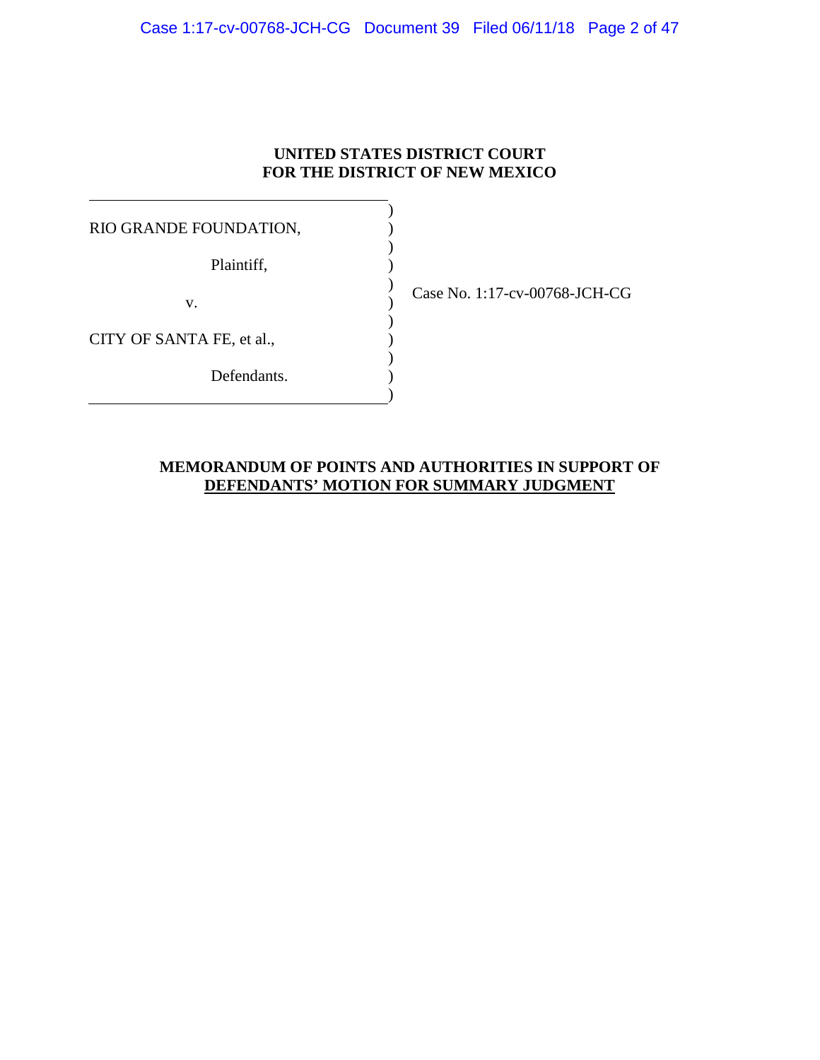**UNITED STATES DISTRICT COURT**
**FOR THE DISTRICT OF NEW MEXICO**

| | |
|---|---|
| RIO GRANDE FOUNDATION,<br><br>Plaintiff,<br><br>v.<br><br>CITY OF SANTA FE, et al.,<br><br>Defendants. | Case No. 1:17-cv-00768-JCH-CG |

**MEMORANDUM OF POINTS AND AUTHORITIES IN SUPPORT OF DEFENDANTS' MOTION FOR SUMMARY JUDGMENT**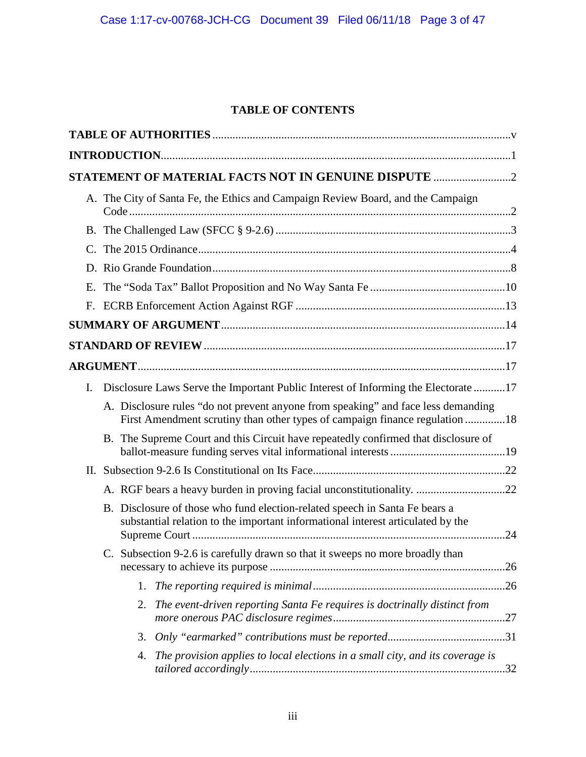# TABLE OF CONTENTS

**TABLE OF AUTHORITIES** ....... v

**INTRODUCTION** ....... 1

**STATEMENT OF MATERIAL FACTS NOT IN GENUINE DISPUTE** ....... 2

- A. The City of Santa Fe, the Ethics and Campaign Review Board, and the Campaign Code ....... 2
- B. The Challenged Law (SFCC § 9-2.6) ....... 3
- C. The 2015 Ordinance ....... 4
- D. Rio Grande Foundation ....... 8
- E. The "Soda Tax" Ballot Proposition and No Way Santa Fe ....... 10
- F. ECRB Enforcement Action Against RGF ....... 13

**SUMMARY OF ARGUMENT** ....... 14

**STANDARD OF REVIEW** ....... 17

**ARGUMENT** ....... 17

- I. Disclosure Laws Serve the Important Public Interest of Informing the Electorate ....... 17
  - A. Disclosure rules "do not prevent anyone from speaking" and face less demanding First Amendment scrutiny than other types of campaign finance regulation ....... 18
  - B. The Supreme Court and this Circuit have repeatedly confirmed that disclosure of ballot-measure funding serves vital informational interests ....... 19
- II. Subsection 9-2.6 Is Constitutional on Its Face ....... 22
  - A. RGF bears a heavy burden in proving facial unconstitutionality. ....... 22
  - B. Disclosure of those who fund election-related speech in Santa Fe bears a substantial relation to the important informational interest articulated by the Supreme Court ....... 24
  - C. Subsection 9-2.6 is carefully drawn so that it sweeps no more broadly than necessary to achieve its purpose ....... 26
    1. *The reporting required is minimal* ....... 26
    2. *The event-driven reporting Santa Fe requires is doctrinally distinct from more onerous PAC disclosure regimes* ....... 27
    3. *Only "earmarked" contributions must be reported* ....... 31
    4. *The provision applies to local elections in a small city, and its coverage is tailored accordingly* ....... 32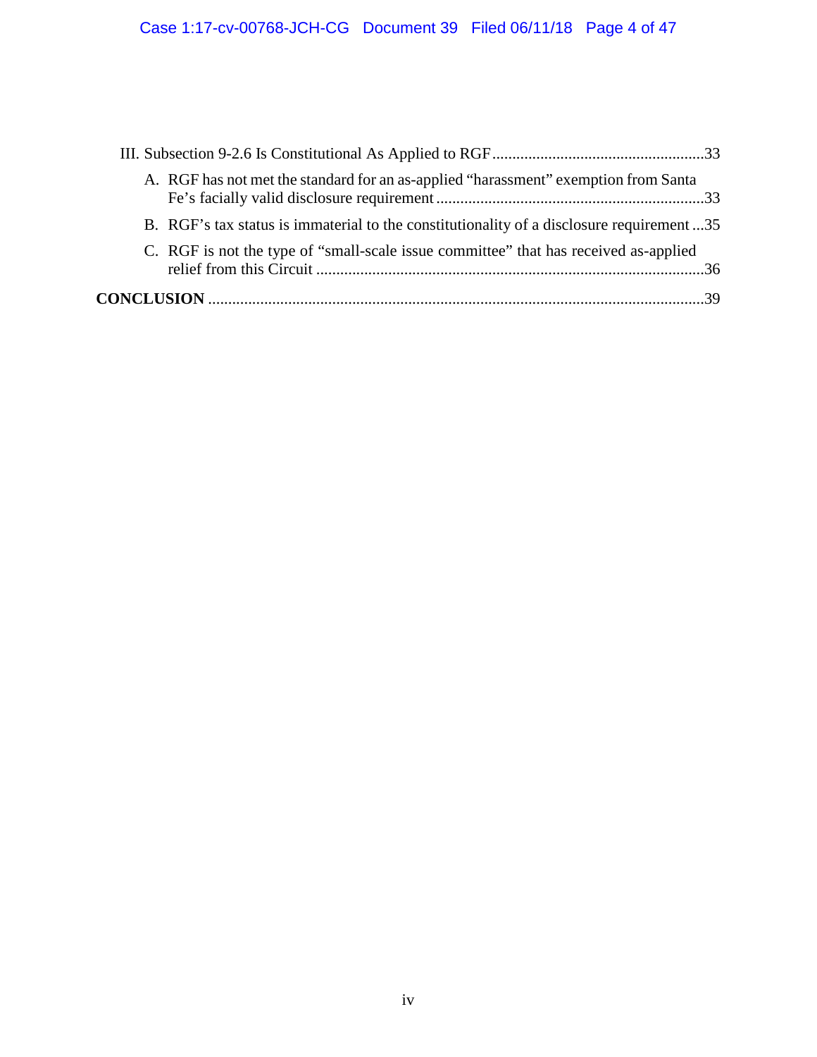III. Subsection 9-2.6 Is Constitutional As Applied to RGF .....................................................33

A. RGF has not met the standard for an as-applied "harassment" exemption from Santa Fe's facially valid disclosure requirement .....................................................................33

B. RGF's tax status is immaterial to the constitutionality of a disclosure requirement ...35

C. RGF is not the type of "small-scale issue committee" that has received as-applied relief from this Circuit .................................................................................................36

**CONCLUSION** ...........................................................................................................................39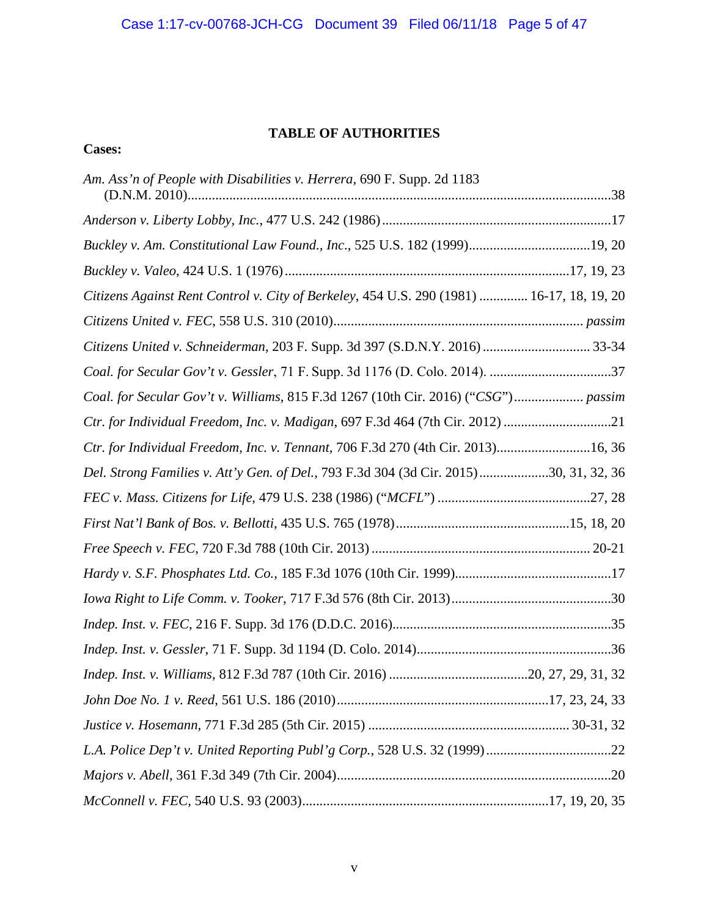# TABLE OF AUTHORITIES

**Cases:**

*Am. Ass'n of People with Disabilities v. Herrera*, 690 F. Supp. 2d 1183 (D.N.M. 2010)....................38

*Anderson v. Liberty Lobby, Inc.*, 477 U.S. 242 (1986)....................17

*Buckley v. Am. Constitutional Law Found., Inc.*, 525 U.S. 182 (1999)....................19, 20

*Buckley v. Valeo*, 424 U.S. 1 (1976)....................17, 19, 23

*Citizens Against Rent Control v. City of Berkeley*, 454 U.S. 290 (1981) .............. 16-17, 18, 19, 20

*Citizens United v. FEC*, 558 U.S. 310 (2010).................... *passim*

*Citizens United v. Schneiderman*, 203 F. Supp. 3d 397 (S.D.N.Y. 2016) .................... 33-34

*Coal. for Secular Gov't v. Gessler*, 71 F. Supp. 3d 1176 (D. Colo. 2014). ....................37

*Coal. for Secular Gov't v. Williams*, 815 F.3d 1267 (10th Cir. 2016) ("*CSG*").................... *passim*

*Ctr. for Individual Freedom, Inc. v. Madigan*, 697 F.3d 464 (7th Cir. 2012) ....................21

*Ctr. for Individual Freedom, Inc. v. Tennant*, 706 F.3d 270 (4th Cir. 2013)....................16, 36

*Del. Strong Families v. Att'y Gen. of Del.*, 793 F.3d 304 (3d Cir. 2015)....................30, 31, 32, 36

*FEC v. Mass. Citizens for Life*, 479 U.S. 238 (1986) ("*MCFL*") ....................27, 28

*First Nat'l Bank of Bos. v. Bellotti*, 435 U.S. 765 (1978)....................15, 18, 20

*Free Speech v. FEC*, 720 F.3d 788 (10th Cir. 2013) .................... 20-21

*Hardy v. S.F. Phosphates Ltd. Co.*, 185 F.3d 1076 (10th Cir. 1999)....................17

*Iowa Right to Life Comm. v. Tooker*, 717 F.3d 576 (8th Cir. 2013)....................30

*Indep. Inst. v. FEC*, 216 F. Supp. 3d 176 (D.D.C. 2016)....................35

*Indep. Inst. v. Gessler*, 71 F. Supp. 3d 1194 (D. Colo. 2014)....................36

*Indep. Inst. v. Williams*, 812 F.3d 787 (10th Cir. 2016) ....................20, 27, 29, 31, 32

*John Doe No. 1 v. Reed*, 561 U.S. 186 (2010)....................17, 23, 24, 33

*Justice v. Hosemann*, 771 F.3d 285 (5th Cir. 2015) .................... 30-31, 32

*L.A. Police Dep't v. United Reporting Publ'g Corp.*, 528 U.S. 32 (1999)....................22

*Majors v. Abell*, 361 F.3d 349 (7th Cir. 2004)....................20

*McConnell v. FEC*, 540 U.S. 93 (2003)....................17, 19, 20, 35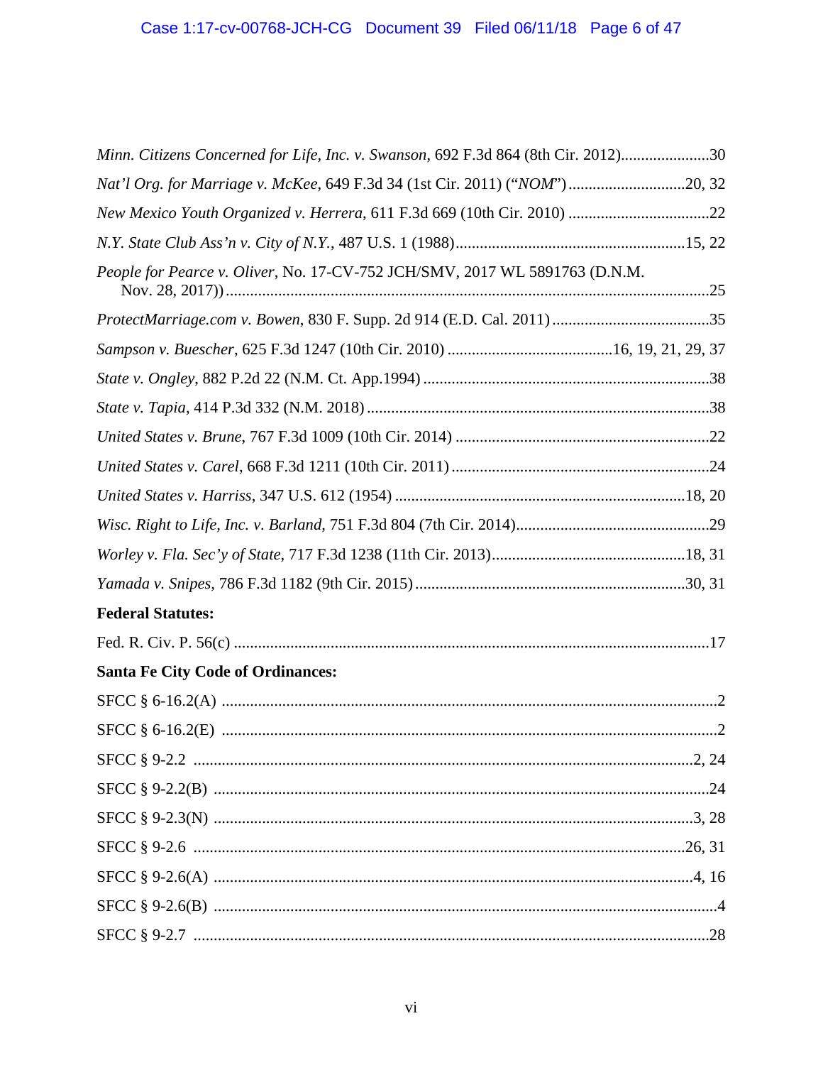*Minn. Citizens Concerned for Life, Inc. v. Swanson*, 692 F.3d 864 (8th Cir. 2012)......................30

*Nat'l Org. for Marriage v. McKee*, 649 F.3d 34 (1st Cir. 2011) ("*NOM*")............................20, 32

*New Mexico Youth Organized v. Herrera*, 611 F.3d 669 (10th Cir. 2010) ..................................22

*N.Y. State Club Ass'n v. City of N.Y.*, 487 U.S. 1 (1988).........................................................15, 22

*People for Pearce v. Oliver*, No. 17-CV-752 JCH/SMV, 2017 WL 5891763 (D.N.M. Nov. 28, 2017))........................................................................................................................25

*ProtectMarriage.com v. Bowen*, 830 F. Supp. 2d 914 (E.D. Cal. 2011).......................................35

*Sampson v. Buescher*, 625 F.3d 1247 (10th Cir. 2010) .........................................16, 19, 21, 29, 37

*State v. Ongley*, 882 P.2d 22 (N.M. Ct. App.1994) ......................................................................38

*State v. Tapia*, 414 P.3d 332 (N.M. 2018) ....................................................................................38

*United States v. Brune*, 767 F.3d 1009 (10th Cir. 2014) ...............................................................22

*United States v. Carel*, 668 F.3d 1211 (10th Cir. 2011)................................................................24

*United States v. Harriss*, 347 U.S. 612 (1954) .........................................................................18, 20

*Wisc. Right to Life, Inc. v. Barland*, 751 F.3d 804 (7th Cir. 2014)...............................................29

*Worley v. Fla. Sec'y of State*, 717 F.3d 1238 (11th Cir. 2013)................................................18, 31

*Yamada v. Snipes*, 786 F.3d 1182 (9th Cir. 2015)...................................................................30, 31

**Federal Statutes:**

Fed. R. Civ. P. 56(c) .....................................................................................................................17

**Santa Fe City Code of Ordinances:**

SFCC § 6-16.2(A) ..........................................................................................................................2

SFCC § 6-16.2(E) ..........................................................................................................................2

SFCC § 9-2.2 ..........................................................................................................................2, 24

SFCC § 9-2.2(B) ..........................................................................................................................24

SFCC § 9-2.3(N) ......................................................................................................................3, 28

SFCC § 9-2.6 ........................................................................................................................26, 31

SFCC § 9-2.6(A) ......................................................................................................................4, 16

SFCC § 9-2.6(B) ............................................................................................................................4

SFCC § 9-2.7 ...............................................................................................................................28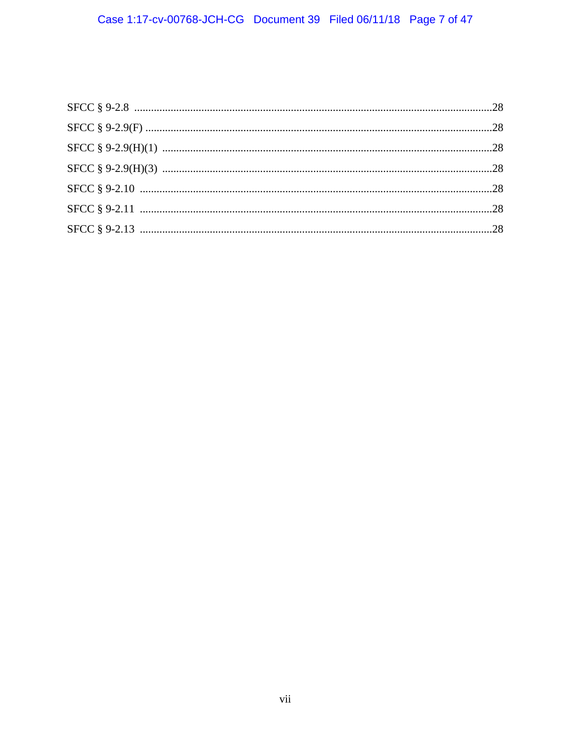SFCC § 9-2.8 ....................................................................................................................28

SFCC § 9-2.9(F) ...............................................................................................................28

SFCC § 9-2.9(H)(1) ..........................................................................................................28

SFCC § 9-2.9(H)(3) ..........................................................................................................28

SFCC § 9-2.10 ..................................................................................................................28

SFCC § 9-2.11 ..................................................................................................................28

SFCC § 9-2.13 ..................................................................................................................28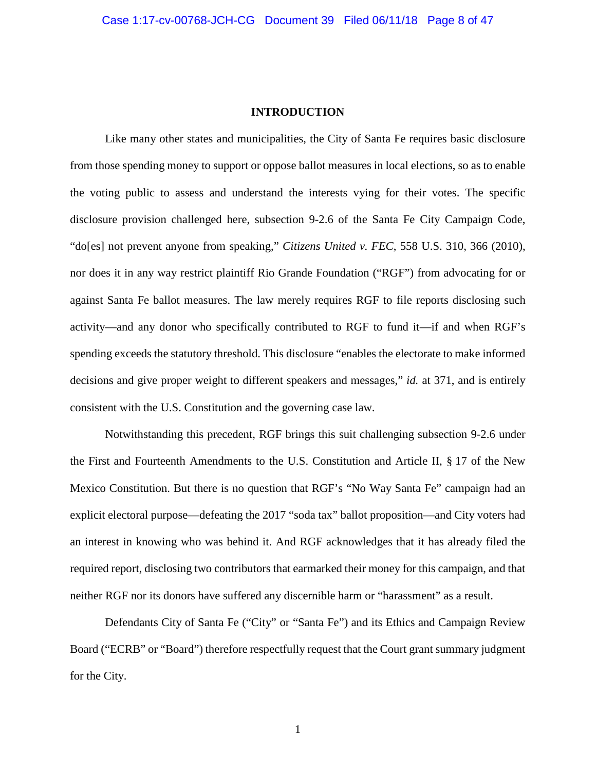## INTRODUCTION

Like many other states and municipalities, the City of Santa Fe requires basic disclosure from those spending money to support or oppose ballot measures in local elections, so as to enable the voting public to assess and understand the interests vying for their votes. The specific disclosure provision challenged here, subsection 9-2.6 of the Santa Fe City Campaign Code, "do[es] not prevent anyone from speaking," *Citizens United v. FEC*, 558 U.S. 310, 366 (2010), nor does it in any way restrict plaintiff Rio Grande Foundation ("RGF") from advocating for or against Santa Fe ballot measures. The law merely requires RGF to file reports disclosing such activity—and any donor who specifically contributed to RGF to fund it—if and when RGF's spending exceeds the statutory threshold. This disclosure "enables the electorate to make informed decisions and give proper weight to different speakers and messages," *id.* at 371, and is entirely consistent with the U.S. Constitution and the governing case law.

Notwithstanding this precedent, RGF brings this suit challenging subsection 9-2.6 under the First and Fourteenth Amendments to the U.S. Constitution and Article II, § 17 of the New Mexico Constitution. But there is no question that RGF's "No Way Santa Fe" campaign had an explicit electoral purpose—defeating the 2017 "soda tax" ballot proposition—and City voters had an interest in knowing who was behind it. And RGF acknowledges that it has already filed the required report, disclosing two contributors that earmarked their money for this campaign, and that neither RGF nor its donors have suffered any discernible harm or "harassment" as a result.

Defendants City of Santa Fe ("City" or "Santa Fe") and its Ethics and Campaign Review Board ("ECRB" or "Board") therefore respectfully request that the Court grant summary judgment for the City.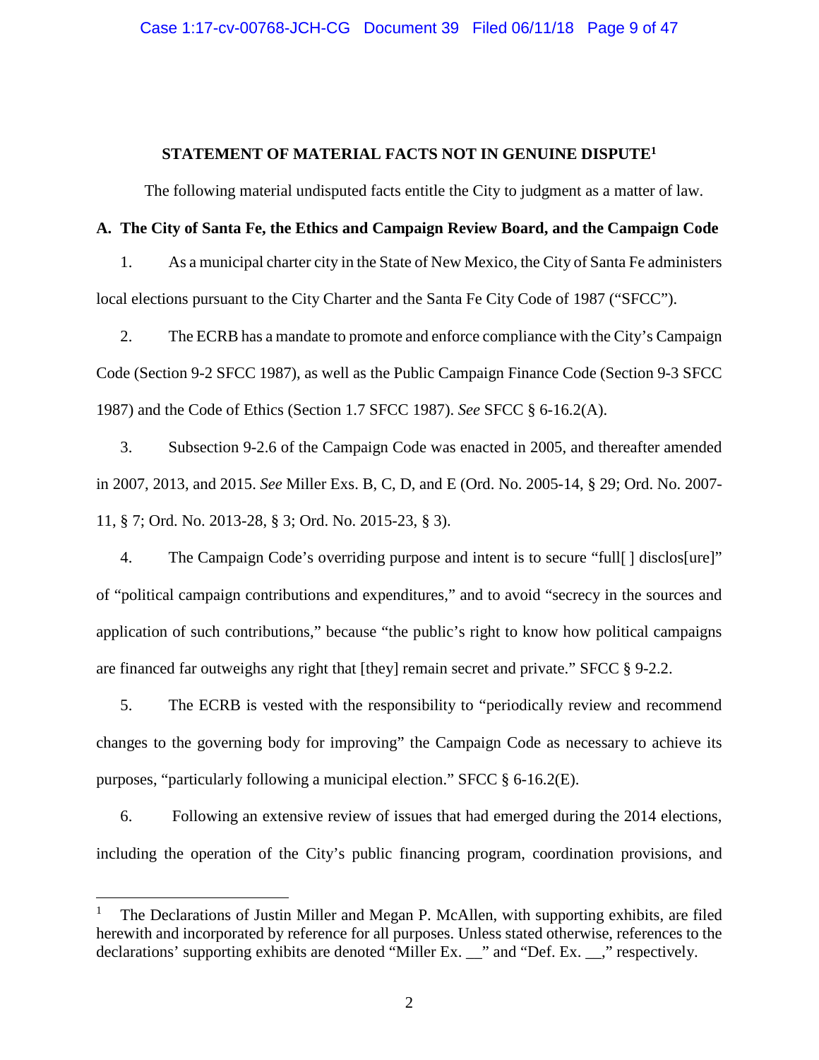## STATEMENT OF MATERIAL FACTS NOT IN GENUINE DISPUTE[1]

The following material undisputed facts entitle the City to judgment as a matter of law.

### A. The City of Santa Fe, the Ethics and Campaign Review Board, and the Campaign Code

1. As a municipal charter city in the State of New Mexico, the City of Santa Fe administers local elections pursuant to the City Charter and the Santa Fe City Code of 1987 ("SFCC").

2. The ECRB has a mandate to promote and enforce compliance with the City's Campaign Code (Section 9-2 SFCC 1987), as well as the Public Campaign Finance Code (Section 9-3 SFCC 1987) and the Code of Ethics (Section 1.7 SFCC 1987). *See* SFCC § 6-16.2(A).

3. Subsection 9-2.6 of the Campaign Code was enacted in 2005, and thereafter amended in 2007, 2013, and 2015. *See* Miller Exs. B, C, D, and E (Ord. No. 2005-14, § 29; Ord. No. 2007-11, § 7; Ord. No. 2013-28, § 3; Ord. No. 2015-23, § 3).

4. The Campaign Code's overriding purpose and intent is to secure "full[ ] disclos[ure]" of "political campaign contributions and expenditures," and to avoid "secrecy in the sources and application of such contributions," because "the public's right to know how political campaigns are financed far outweighs any right that [they] remain secret and private." SFCC § 9-2.2.

5. The ECRB is vested with the responsibility to "periodically review and recommend changes to the governing body for improving" the Campaign Code as necessary to achieve its purposes, "particularly following a municipal election." SFCC § 6-16.2(E).

6. Following an extensive review of issues that had emerged during the 2014 elections, including the operation of the City's public financing program, coordination provisions, and

---

[1] The Declarations of Justin Miller and Megan P. McAllen, with supporting exhibits, are filed herewith and incorporated by reference for all purposes. Unless stated otherwise, references to the declarations' supporting exhibits are denoted "Miller Ex. __" and "Def. Ex. __," respectively.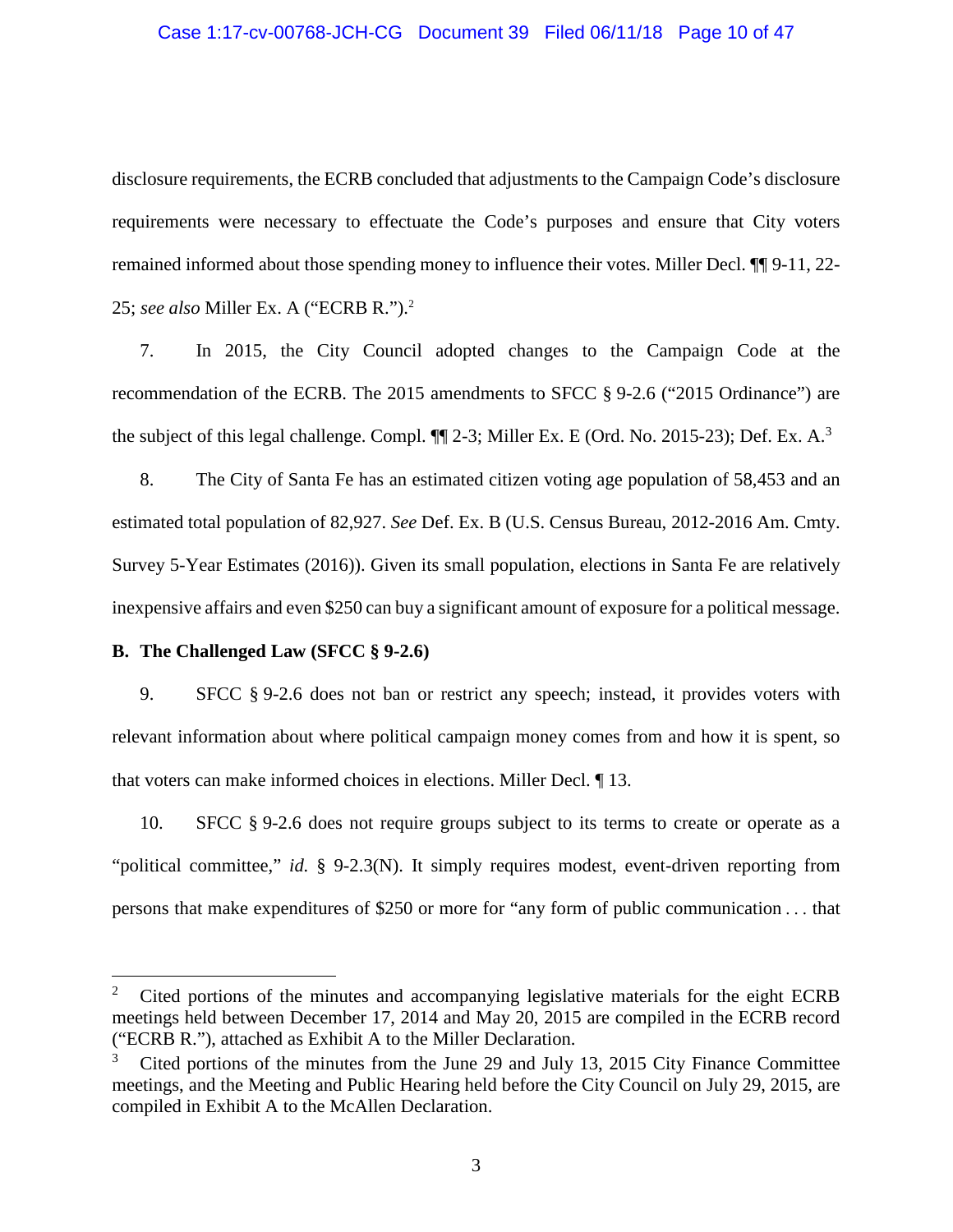disclosure requirements, the ECRB concluded that adjustments to the Campaign Code's disclosure requirements were necessary to effectuate the Code's purposes and ensure that City voters remained informed about those spending money to influence their votes. Miller Decl. ¶¶ 9-11, 22-25; *see also* Miller Ex. A ("ECRB R.").[2]

7. In 2015, the City Council adopted changes to the Campaign Code at the recommendation of the ECRB. The 2015 amendments to SFCC § 9-2.6 ("2015 Ordinance") are the subject of this legal challenge. Compl. ¶¶ 2-3; Miller Ex. E (Ord. No. 2015-23); Def. Ex. A.[3]

8. The City of Santa Fe has an estimated citizen voting age population of 58,453 and an estimated total population of 82,927. *See* Def. Ex. B (U.S. Census Bureau, 2012-2016 Am. Cmty. Survey 5-Year Estimates (2016)). Given its small population, elections in Santa Fe are relatively inexpensive affairs and even $250 can buy a significant amount of exposure for a political message.

**B. The Challenged Law (SFCC § 9-2.6)**

9. SFCC § 9-2.6 does not ban or restrict any speech; instead, it provides voters with relevant information about where political campaign money comes from and how it is spent, so that voters can make informed choices in elections. Miller Decl. ¶ 13.

10. SFCC § 9-2.6 does not require groups subject to its terms to create or operate as a "political committee," *id.* § 9-2.3(N). It simply requires modest, event-driven reporting from persons that make expenditures of $250 or more for "any form of public communication . . . that

---

[2] Cited portions of the minutes and accompanying legislative materials for the eight ECRB meetings held between December 17, 2014 and May 20, 2015 are compiled in the ECRB record ("ECRB R."), attached as Exhibit A to the Miller Declaration.

[3] Cited portions of the minutes from the June 29 and July 13, 2015 City Finance Committee meetings, and the Meeting and Public Hearing held before the City Council on July 29, 2015, are compiled in Exhibit A to the McAllen Declaration.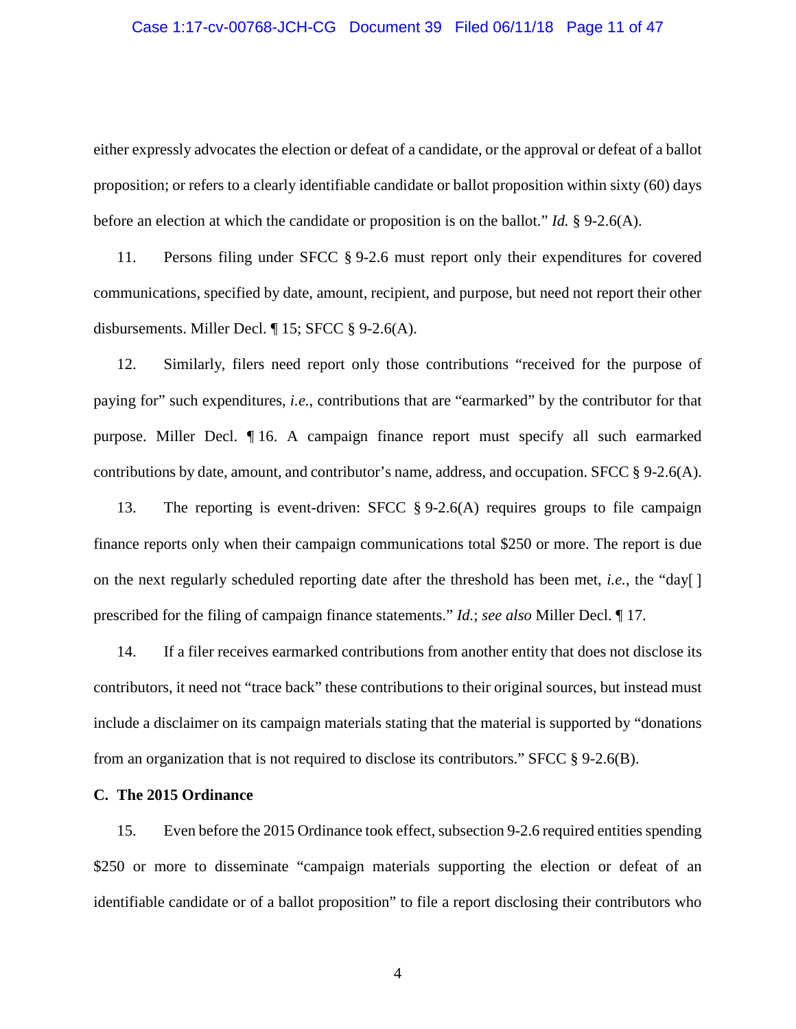either expressly advocates the election or defeat of a candidate, or the approval or defeat of a ballot proposition; or refers to a clearly identifiable candidate or ballot proposition within sixty (60) days before an election at which the candidate or proposition is on the ballot." *Id.* § 9-2.6(A).

11. Persons filing under SFCC § 9-2.6 must report only their expenditures for covered communications, specified by date, amount, recipient, and purpose, but need not report their other disbursements. Miller Decl. ¶ 15; SFCC § 9-2.6(A).

12. Similarly, filers need report only those contributions "received for the purpose of paying for" such expenditures, *i.e.*, contributions that are "earmarked" by the contributor for that purpose. Miller Decl. ¶ 16. A campaign finance report must specify all such earmarked contributions by date, amount, and contributor's name, address, and occupation. SFCC § 9-2.6(A).

13. The reporting is event-driven: SFCC § 9-2.6(A) requires groups to file campaign finance reports only when their campaign communications total $250 or more. The report is due on the next regularly scheduled reporting date after the threshold has been met, *i.e.*, the "day[ ] prescribed for the filing of campaign finance statements." *Id.*; *see also* Miller Decl. ¶ 17.

14. If a filer receives earmarked contributions from another entity that does not disclose its contributors, it need not "trace back" these contributions to their original sources, but instead must include a disclaimer on its campaign materials stating that the material is supported by "donations from an organization that is not required to disclose its contributors." SFCC § 9-2.6(B).

**C. The 2015 Ordinance**

15. Even before the 2015 Ordinance took effect, subsection 9-2.6 required entities spending $250 or more to disseminate "campaign materials supporting the election or defeat of an identifiable candidate or of a ballot proposition" to file a report disclosing their contributors who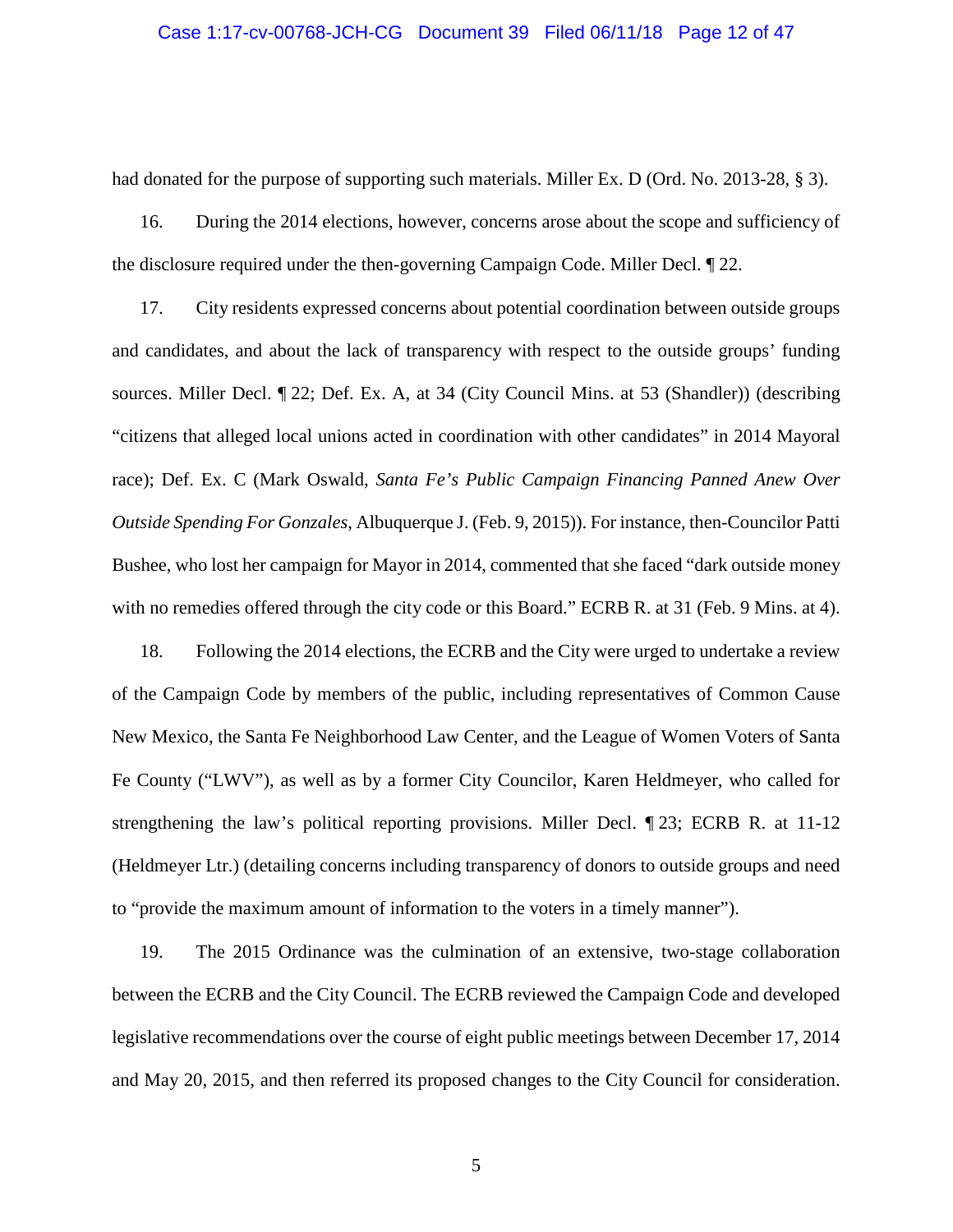had donated for the purpose of supporting such materials. Miller Ex. D (Ord. No. 2013-28, § 3).

16. During the 2014 elections, however, concerns arose about the scope and sufficiency of the disclosure required under the then-governing Campaign Code. Miller Decl. ¶ 22.

17. City residents expressed concerns about potential coordination between outside groups and candidates, and about the lack of transparency with respect to the outside groups' funding sources. Miller Decl. ¶ 22; Def. Ex. A, at 34 (City Council Mins. at 53 (Shandler)) (describing "citizens that alleged local unions acted in coordination with other candidates" in 2014 Mayoral race); Def. Ex. C (Mark Oswald, *Santa Fe's Public Campaign Financing Panned Anew Over Outside Spending For Gonzales*, Albuquerque J. (Feb. 9, 2015)). For instance, then-Councilor Patti Bushee, who lost her campaign for Mayor in 2014, commented that she faced "dark outside money with no remedies offered through the city code or this Board." ECRB R. at 31 (Feb. 9 Mins. at 4).

18. Following the 2014 elections, the ECRB and the City were urged to undertake a review of the Campaign Code by members of the public, including representatives of Common Cause New Mexico, the Santa Fe Neighborhood Law Center, and the League of Women Voters of Santa Fe County ("LWV"), as well as by a former City Councilor, Karen Heldmeyer, who called for strengthening the law's political reporting provisions. Miller Decl. ¶ 23; ECRB R. at 11-12 (Heldmeyer Ltr.) (detailing concerns including transparency of donors to outside groups and need to "provide the maximum amount of information to the voters in a timely manner").

19. The 2015 Ordinance was the culmination of an extensive, two-stage collaboration between the ECRB and the City Council. The ECRB reviewed the Campaign Code and developed legislative recommendations over the course of eight public meetings between December 17, 2014 and May 20, 2015, and then referred its proposed changes to the City Council for consideration.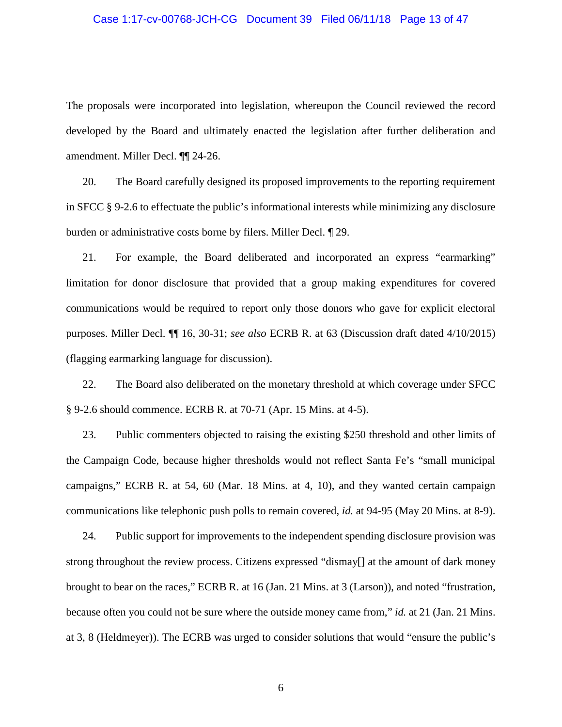The proposals were incorporated into legislation, whereupon the Council reviewed the record developed by the Board and ultimately enacted the legislation after further deliberation and amendment. Miller Decl. ¶¶ 24-26.

20. The Board carefully designed its proposed improvements to the reporting requirement in SFCC § 9-2.6 to effectuate the public's informational interests while minimizing any disclosure burden or administrative costs borne by filers. Miller Decl. ¶ 29.

21. For example, the Board deliberated and incorporated an express "earmarking" limitation for donor disclosure that provided that a group making expenditures for covered communications would be required to report only those donors who gave for explicit electoral purposes. Miller Decl. ¶¶ 16, 30-31; *see also* ECRB R. at 63 (Discussion draft dated 4/10/2015) (flagging earmarking language for discussion).

22. The Board also deliberated on the monetary threshold at which coverage under SFCC § 9-2.6 should commence. ECRB R. at 70-71 (Apr. 15 Mins. at 4-5).

23. Public commenters objected to raising the existing $250 threshold and other limits of the Campaign Code, because higher thresholds would not reflect Santa Fe's "small municipal campaigns," ECRB R. at 54, 60 (Mar. 18 Mins. at 4, 10), and they wanted certain campaign communications like telephonic push polls to remain covered, *id.* at 94-95 (May 20 Mins. at 8-9).

24. Public support for improvements to the independent spending disclosure provision was strong throughout the review process. Citizens expressed "dismay[] at the amount of dark money brought to bear on the races," ECRB R. at 16 (Jan. 21 Mins. at 3 (Larson)), and noted "frustration, because often you could not be sure where the outside money came from," *id.* at 21 (Jan. 21 Mins. at 3, 8 (Heldmeyer)). The ECRB was urged to consider solutions that would "ensure the public's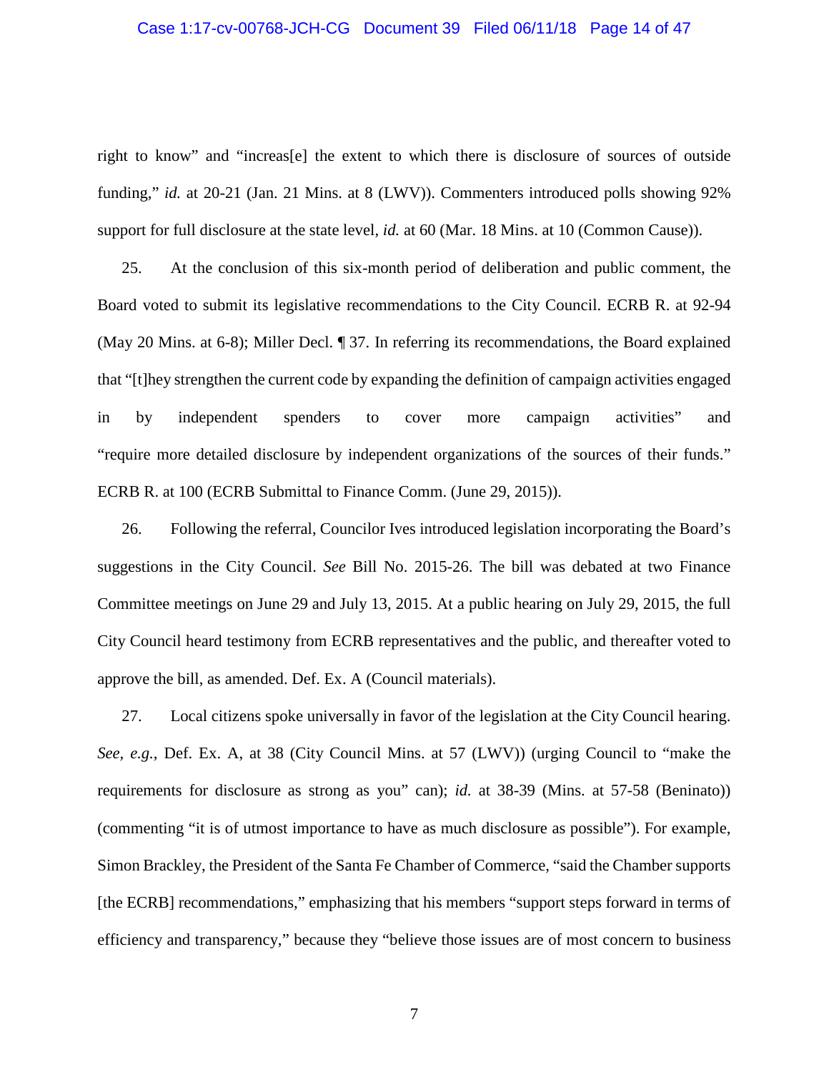right to know" and "increas[e] the extent to which there is disclosure of sources of outside funding," *id.* at 20-21 (Jan. 21 Mins. at 8 (LWV)). Commenters introduced polls showing 92% support for full disclosure at the state level, *id.* at 60 (Mar. 18 Mins. at 10 (Common Cause)).

25. At the conclusion of this six-month period of deliberation and public comment, the Board voted to submit its legislative recommendations to the City Council. ECRB R. at 92-94 (May 20 Mins. at 6-8); Miller Decl. ¶ 37. In referring its recommendations, the Board explained that "[t]hey strengthen the current code by expanding the definition of campaign activities engaged in by independent spenders to cover more campaign activities" and "require more detailed disclosure by independent organizations of the sources of their funds." ECRB R. at 100 (ECRB Submittal to Finance Comm. (June 29, 2015)).

26. Following the referral, Councilor Ives introduced legislation incorporating the Board's suggestions in the City Council. *See* Bill No. 2015-26. The bill was debated at two Finance Committee meetings on June 29 and July 13, 2015. At a public hearing on July 29, 2015, the full City Council heard testimony from ECRB representatives and the public, and thereafter voted to approve the bill, as amended. Def. Ex. A (Council materials).

27. Local citizens spoke universally in favor of the legislation at the City Council hearing. *See*, *e.g.*, Def. Ex. A, at 38 (City Council Mins. at 57 (LWV)) (urging Council to "make the requirements for disclosure as strong as you" can); *id.* at 38-39 (Mins. at 57-58 (Beninato)) (commenting "it is of utmost importance to have as much disclosure as possible"). For example, Simon Brackley, the President of the Santa Fe Chamber of Commerce, "said the Chamber supports [the ECRB] recommendations," emphasizing that his members "support steps forward in terms of efficiency and transparency," because they "believe those issues are of most concern to business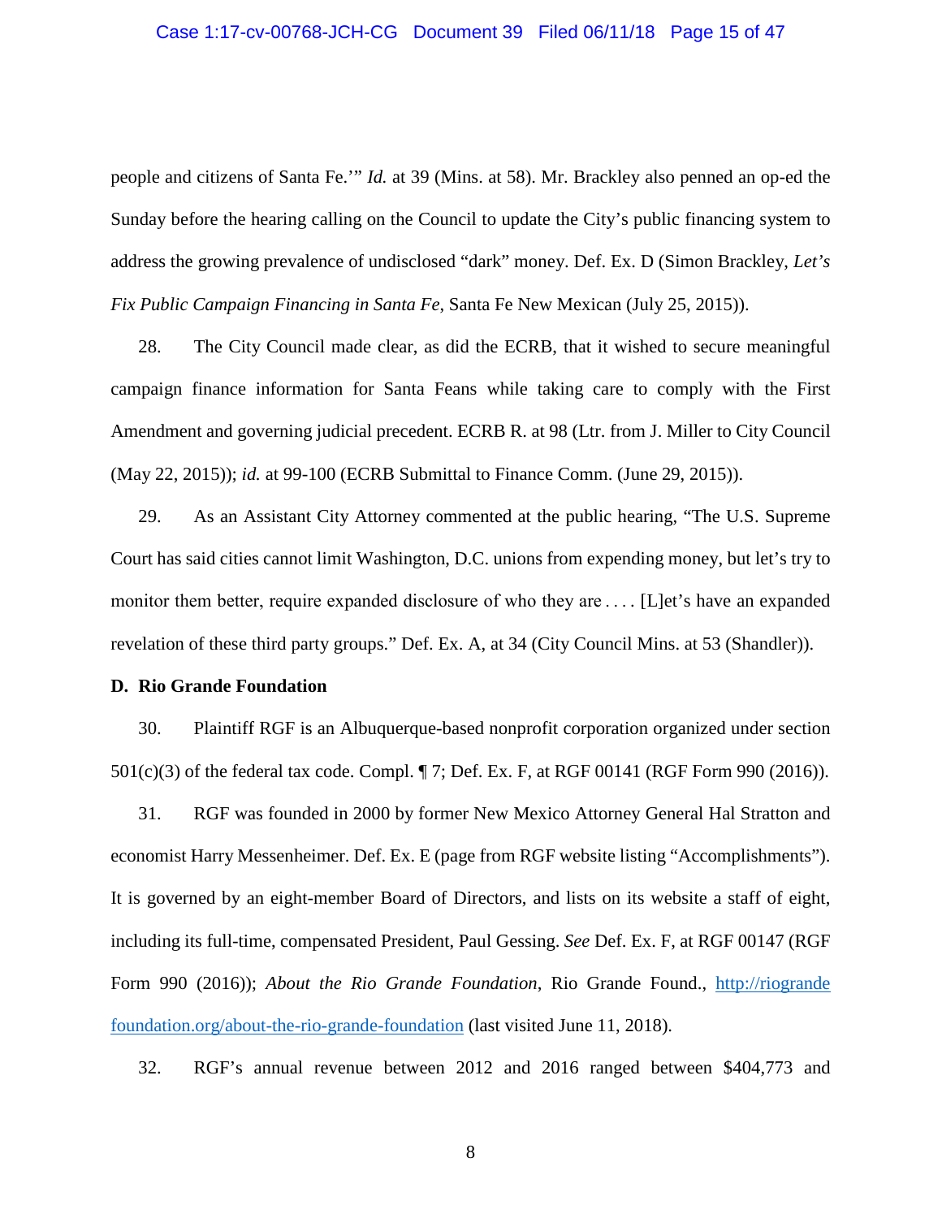people and citizens of Santa Fe.'" *Id.* at 39 (Mins. at 58). Mr. Brackley also penned an op-ed the Sunday before the hearing calling on the Council to update the City's public financing system to address the growing prevalence of undisclosed "dark" money. Def. Ex. D (Simon Brackley, *Let's Fix Public Campaign Financing in Santa Fe*, Santa Fe New Mexican (July 25, 2015)).

28. The City Council made clear, as did the ECRB, that it wished to secure meaningful campaign finance information for Santa Feans while taking care to comply with the First Amendment and governing judicial precedent. ECRB R. at 98 (Ltr. from J. Miller to City Council (May 22, 2015)); *id.* at 99-100 (ECRB Submittal to Finance Comm. (June 29, 2015)).

29. As an Assistant City Attorney commented at the public hearing, "The U.S. Supreme Court has said cities cannot limit Washington, D.C. unions from expending money, but let's try to monitor them better, require expanded disclosure of who they are . . . . [L]et's have an expanded revelation of these third party groups." Def. Ex. A, at 34 (City Council Mins. at 53 (Shandler)).

**D. Rio Grande Foundation**

30. Plaintiff RGF is an Albuquerque-based nonprofit corporation organized under section 501(c)(3) of the federal tax code. Compl. ¶ 7; Def. Ex. F, at RGF 00141 (RGF Form 990 (2016)).

31. RGF was founded in 2000 by former New Mexico Attorney General Hal Stratton and economist Harry Messenheimer. Def. Ex. E (page from RGF website listing "Accomplishments"). It is governed by an eight-member Board of Directors, and lists on its website a staff of eight, including its full-time, compensated President, Paul Gessing. *See* Def. Ex. F, at RGF 00147 (RGF Form 990 (2016)); *About the Rio Grande Foundation*, Rio Grande Found., http://riograndefoundation.org/about-the-rio-grande-foundation (last visited June 11, 2018).

32. RGF's annual revenue between 2012 and 2016 ranged between $404,773 and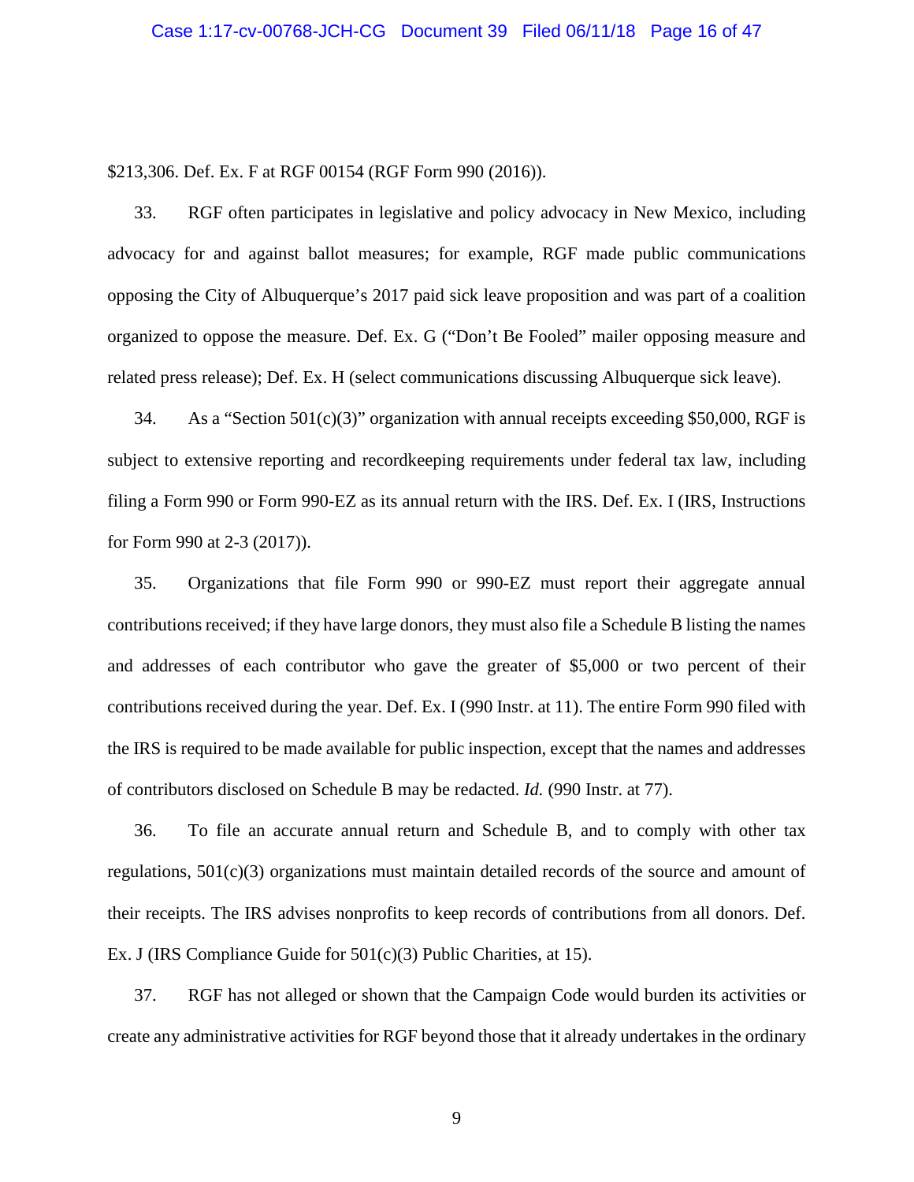$213,306. Def. Ex. F at RGF 00154 (RGF Form 990 (2016)).

33. RGF often participates in legislative and policy advocacy in New Mexico, including advocacy for and against ballot measures; for example, RGF made public communications opposing the City of Albuquerque's 2017 paid sick leave proposition and was part of a coalition organized to oppose the measure. Def. Ex. G ("Don't Be Fooled" mailer opposing measure and related press release); Def. Ex. H (select communications discussing Albuquerque sick leave).

34. As a "Section 501(c)(3)" organization with annual receipts exceeding $50,000, RGF is subject to extensive reporting and recordkeeping requirements under federal tax law, including filing a Form 990 or Form 990-EZ as its annual return with the IRS. Def. Ex. I (IRS, Instructions for Form 990 at 2-3 (2017)).

35. Organizations that file Form 990 or 990-EZ must report their aggregate annual contributions received; if they have large donors, they must also file a Schedule B listing the names and addresses of each contributor who gave the greater of $5,000 or two percent of their contributions received during the year. Def. Ex. I (990 Instr. at 11). The entire Form 990 filed with the IRS is required to be made available for public inspection, except that the names and addresses of contributors disclosed on Schedule B may be redacted. *Id.* (990 Instr. at 77).

36. To file an accurate annual return and Schedule B, and to comply with other tax regulations, 501(c)(3) organizations must maintain detailed records of the source and amount of their receipts. The IRS advises nonprofits to keep records of contributions from all donors. Def. Ex. J (IRS Compliance Guide for 501(c)(3) Public Charities, at 15).

37. RGF has not alleged or shown that the Campaign Code would burden its activities or create any administrative activities for RGF beyond those that it already undertakes in the ordinary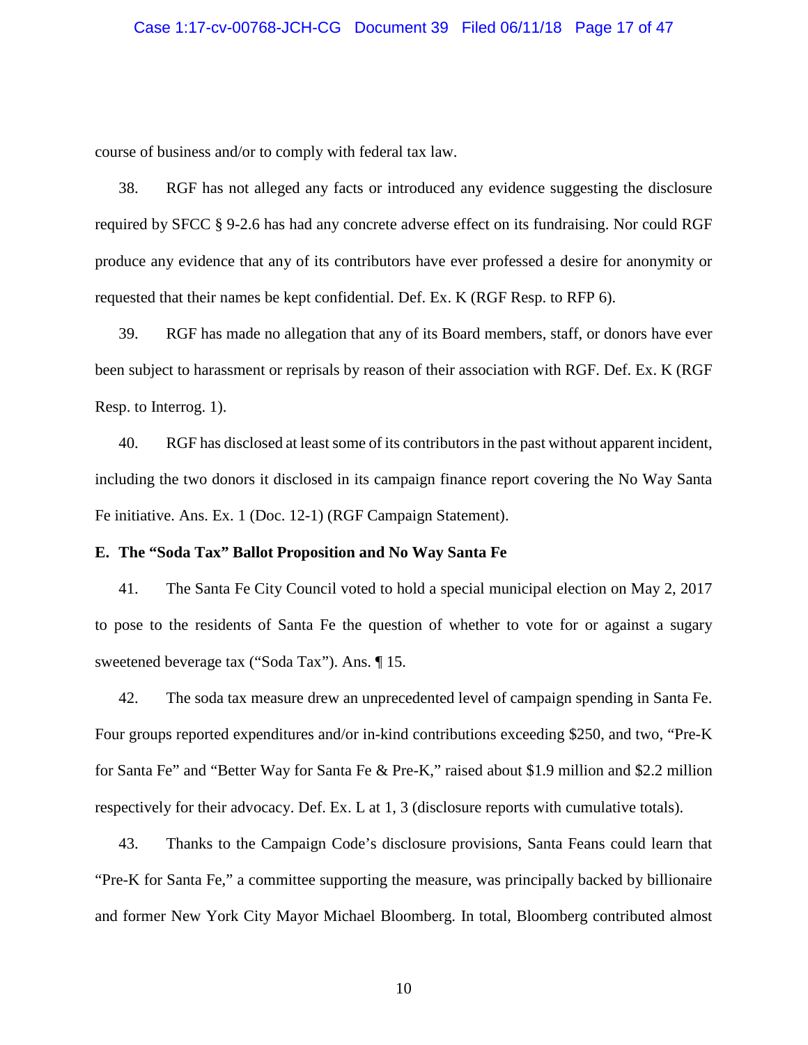course of business and/or to comply with federal tax law.

38. RGF has not alleged any facts or introduced any evidence suggesting the disclosure required by SFCC § 9-2.6 has had any concrete adverse effect on its fundraising. Nor could RGF produce any evidence that any of its contributors have ever professed a desire for anonymity or requested that their names be kept confidential. Def. Ex. K (RGF Resp. to RFP 6).

39. RGF has made no allegation that any of its Board members, staff, or donors have ever been subject to harassment or reprisals by reason of their association with RGF. Def. Ex. K (RGF Resp. to Interrog. 1).

40. RGF has disclosed at least some of its contributors in the past without apparent incident, including the two donors it disclosed in its campaign finance report covering the No Way Santa Fe initiative. Ans. Ex. 1 (Doc. 12-1) (RGF Campaign Statement).

**E. The "Soda Tax" Ballot Proposition and No Way Santa Fe**

41. The Santa Fe City Council voted to hold a special municipal election on May 2, 2017 to pose to the residents of Santa Fe the question of whether to vote for or against a sugary sweetened beverage tax ("Soda Tax"). Ans. ¶ 15.

42. The soda tax measure drew an unprecedented level of campaign spending in Santa Fe. Four groups reported expenditures and/or in-kind contributions exceeding $250, and two, "Pre-K for Santa Fe" and "Better Way for Santa Fe & Pre-K," raised about $1.9 million and $2.2 million respectively for their advocacy. Def. Ex. L at 1, 3 (disclosure reports with cumulative totals).

43. Thanks to the Campaign Code's disclosure provisions, Santa Feans could learn that "Pre-K for Santa Fe," a committee supporting the measure, was principally backed by billionaire and former New York City Mayor Michael Bloomberg. In total, Bloomberg contributed almost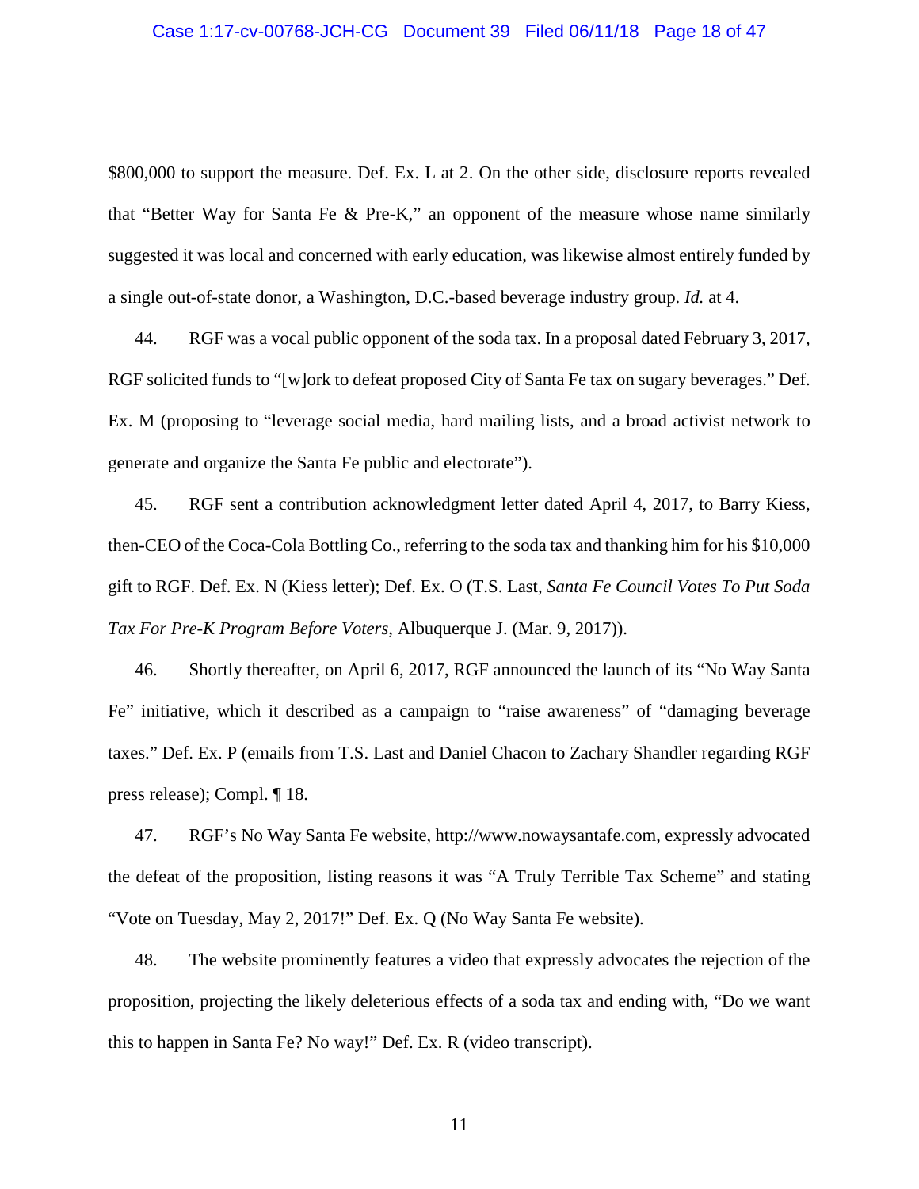$800,000 to support the measure. Def. Ex. L at 2. On the other side, disclosure reports revealed that "Better Way for Santa Fe & Pre-K," an opponent of the measure whose name similarly suggested it was local and concerned with early education, was likewise almost entirely funded by a single out-of-state donor, a Washington, D.C.-based beverage industry group. *Id.* at 4.

44. RGF was a vocal public opponent of the soda tax. In a proposal dated February 3, 2017, RGF solicited funds to "[w]ork to defeat proposed City of Santa Fe tax on sugary beverages." Def. Ex. M (proposing to "leverage social media, hard mailing lists, and a broad activist network to generate and organize the Santa Fe public and electorate").

45. RGF sent a contribution acknowledgment letter dated April 4, 2017, to Barry Kiess, then-CEO of the Coca-Cola Bottling Co., referring to the soda tax and thanking him for his $10,000 gift to RGF. Def. Ex. N (Kiess letter); Def. Ex. O (T.S. Last, *Santa Fe Council Votes To Put Soda Tax For Pre-K Program Before Voters*, Albuquerque J. (Mar. 9, 2017)).

46. Shortly thereafter, on April 6, 2017, RGF announced the launch of its "No Way Santa Fe" initiative, which it described as a campaign to "raise awareness" of "damaging beverage taxes." Def. Ex. P (emails from T.S. Last and Daniel Chacon to Zachary Shandler regarding RGF press release); Compl. ¶ 18.

47. RGF's No Way Santa Fe website, http://www.nowaysantafe.com, expressly advocated the defeat of the proposition, listing reasons it was "A Truly Terrible Tax Scheme" and stating "Vote on Tuesday, May 2, 2017!" Def. Ex. Q (No Way Santa Fe website).

48. The website prominently features a video that expressly advocates the rejection of the proposition, projecting the likely deleterious effects of a soda tax and ending with, "Do we want this to happen in Santa Fe? No way!" Def. Ex. R (video transcript).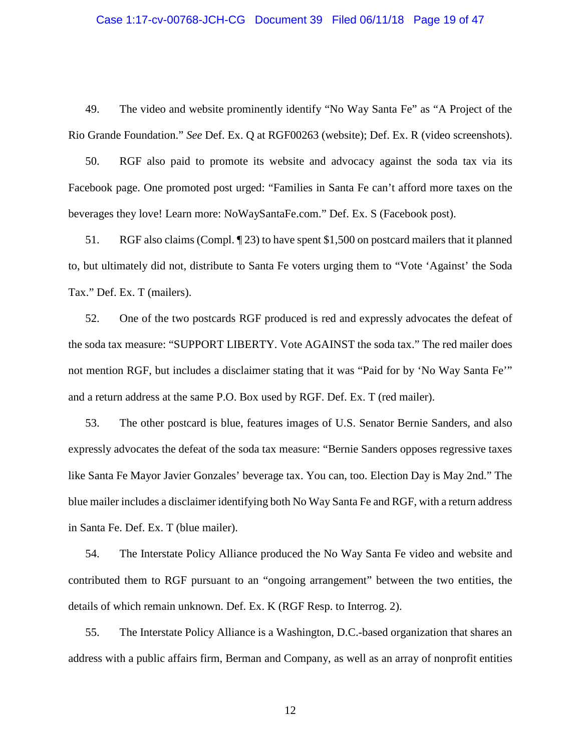49. The video and website prominently identify "No Way Santa Fe" as "A Project of the Rio Grande Foundation." *See* Def. Ex. Q at RGF00263 (website); Def. Ex. R (video screenshots).

50. RGF also paid to promote its website and advocacy against the soda tax via its Facebook page. One promoted post urged: "Families in Santa Fe can't afford more taxes on the beverages they love! Learn more: NoWaySantaFe.com." Def. Ex. S (Facebook post).

51. RGF also claims (Compl. ¶ 23) to have spent $1,500 on postcard mailers that it planned to, but ultimately did not, distribute to Santa Fe voters urging them to "Vote 'Against' the Soda Tax." Def. Ex. T (mailers).

52. One of the two postcards RGF produced is red and expressly advocates the defeat of the soda tax measure: "SUPPORT LIBERTY. Vote AGAINST the soda tax." The red mailer does not mention RGF, but includes a disclaimer stating that it was "Paid for by 'No Way Santa Fe'" and a return address at the same P.O. Box used by RGF. Def. Ex. T (red mailer).

53. The other postcard is blue, features images of U.S. Senator Bernie Sanders, and also expressly advocates the defeat of the soda tax measure: "Bernie Sanders opposes regressive taxes like Santa Fe Mayor Javier Gonzales' beverage tax. You can, too. Election Day is May 2nd." The blue mailer includes a disclaimer identifying both No Way Santa Fe and RGF, with a return address in Santa Fe. Def. Ex. T (blue mailer).

54. The Interstate Policy Alliance produced the No Way Santa Fe video and website and contributed them to RGF pursuant to an "ongoing arrangement" between the two entities, the details of which remain unknown. Def. Ex. K (RGF Resp. to Interrog. 2).

55. The Interstate Policy Alliance is a Washington, D.C.-based organization that shares an address with a public affairs firm, Berman and Company, as well as an array of nonprofit entities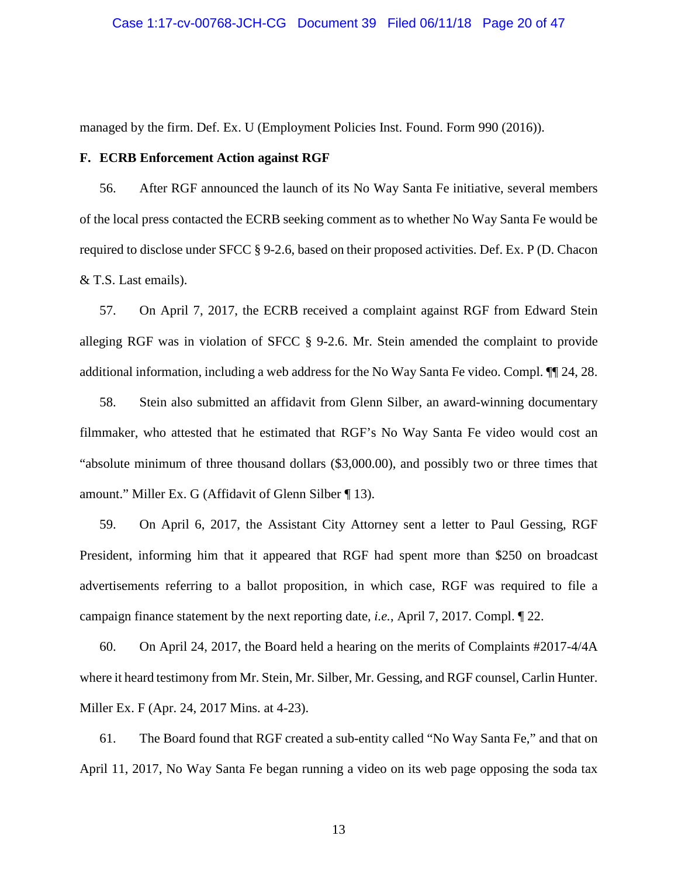managed by the firm. Def. Ex. U (Employment Policies Inst. Found. Form 990 (2016)).

**F. ECRB Enforcement Action against RGF**

56. After RGF announced the launch of its No Way Santa Fe initiative, several members of the local press contacted the ECRB seeking comment as to whether No Way Santa Fe would be required to disclose under SFCC § 9-2.6, based on their proposed activities. Def. Ex. P (D. Chacon & T.S. Last emails).

57. On April 7, 2017, the ECRB received a complaint against RGF from Edward Stein alleging RGF was in violation of SFCC § 9-2.6. Mr. Stein amended the complaint to provide additional information, including a web address for the No Way Santa Fe video. Compl. ¶¶ 24, 28.

58. Stein also submitted an affidavit from Glenn Silber, an award-winning documentary filmmaker, who attested that he estimated that RGF's No Way Santa Fe video would cost an "absolute minimum of three thousand dollars ($3,000.00), and possibly two or three times that amount." Miller Ex. G (Affidavit of Glenn Silber ¶ 13).

59. On April 6, 2017, the Assistant City Attorney sent a letter to Paul Gessing, RGF President, informing him that it appeared that RGF had spent more than $250 on broadcast advertisements referring to a ballot proposition, in which case, RGF was required to file a campaign finance statement by the next reporting date, *i.e.*, April 7, 2017. Compl. ¶ 22.

60. On April 24, 2017, the Board held a hearing on the merits of Complaints #2017-4/4A where it heard testimony from Mr. Stein, Mr. Silber, Mr. Gessing, and RGF counsel, Carlin Hunter. Miller Ex. F (Apr. 24, 2017 Mins. at 4-23).

61. The Board found that RGF created a sub-entity called "No Way Santa Fe," and that on April 11, 2017, No Way Santa Fe began running a video on its web page opposing the soda tax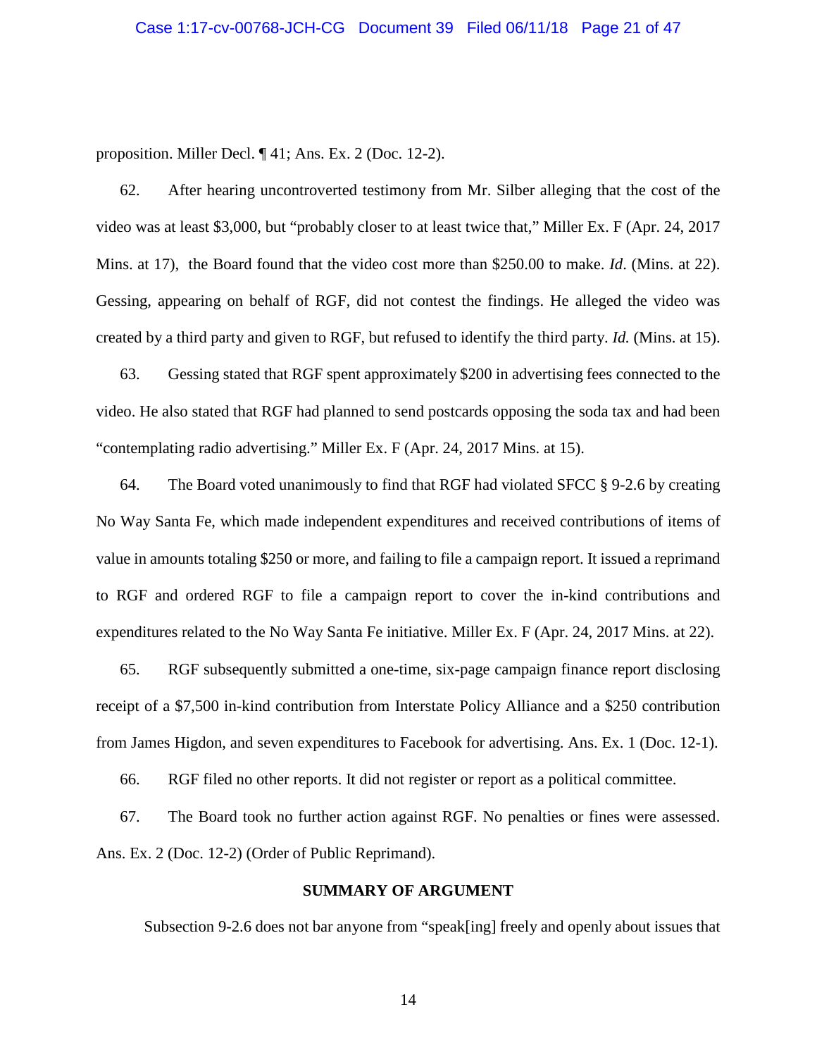proposition. Miller Decl. ¶ 41; Ans. Ex. 2 (Doc. 12-2).

62. After hearing uncontroverted testimony from Mr. Silber alleging that the cost of the video was at least $3,000, but "probably closer to at least twice that," Miller Ex. F (Apr. 24, 2017 Mins. at 17), the Board found that the video cost more than $250.00 to make. *Id*. (Mins. at 22). Gessing, appearing on behalf of RGF, did not contest the findings. He alleged the video was created by a third party and given to RGF, but refused to identify the third party. *Id.* (Mins. at 15).

63. Gessing stated that RGF spent approximately $200 in advertising fees connected to the video. He also stated that RGF had planned to send postcards opposing the soda tax and had been "contemplating radio advertising." Miller Ex. F (Apr. 24, 2017 Mins. at 15).

64. The Board voted unanimously to find that RGF had violated SFCC § 9-2.6 by creating No Way Santa Fe, which made independent expenditures and received contributions of items of value in amounts totaling $250 or more, and failing to file a campaign report. It issued a reprimand to RGF and ordered RGF to file a campaign report to cover the in-kind contributions and expenditures related to the No Way Santa Fe initiative. Miller Ex. F (Apr. 24, 2017 Mins. at 22).

65. RGF subsequently submitted a one-time, six-page campaign finance report disclosing receipt of a $7,500 in-kind contribution from Interstate Policy Alliance and a $250 contribution from James Higdon, and seven expenditures to Facebook for advertising. Ans. Ex. 1 (Doc. 12-1).

66. RGF filed no other reports. It did not register or report as a political committee.

67. The Board took no further action against RGF. No penalties or fines were assessed. Ans. Ex. 2 (Doc. 12-2) (Order of Public Reprimand).

## SUMMARY OF ARGUMENT

Subsection 9-2.6 does not bar anyone from "speak[ing] freely and openly about issues that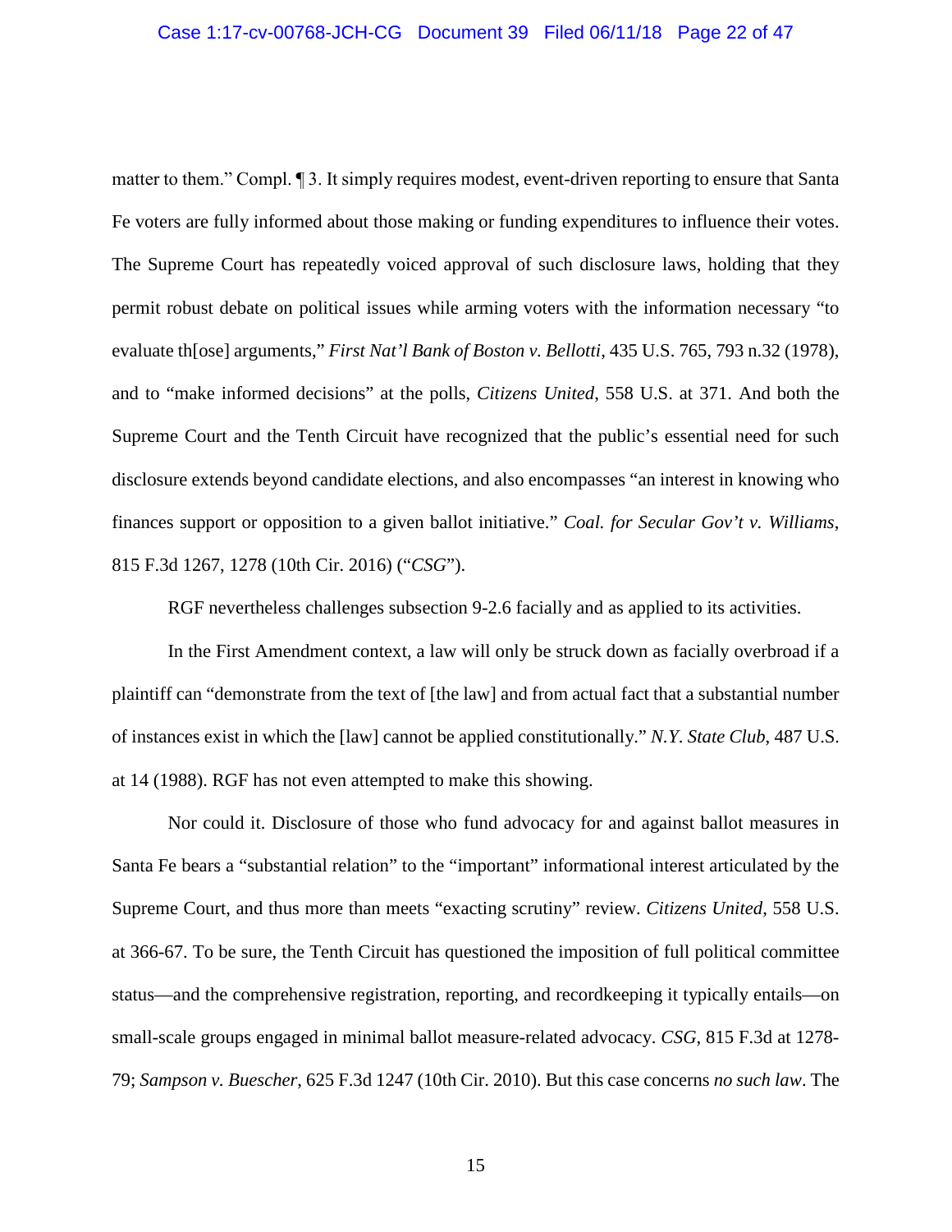matter to them." Compl. ¶ 3. It simply requires modest, event-driven reporting to ensure that Santa Fe voters are fully informed about those making or funding expenditures to influence their votes. The Supreme Court has repeatedly voiced approval of such disclosure laws, holding that they permit robust debate on political issues while arming voters with the information necessary "to evaluate th[ose] arguments," *First Nat'l Bank of Boston v. Bellotti*, 435 U.S. 765, 793 n.32 (1978), and to "make informed decisions" at the polls, *Citizens United*, 558 U.S. at 371. And both the Supreme Court and the Tenth Circuit have recognized that the public's essential need for such disclosure extends beyond candidate elections, and also encompasses "an interest in knowing who finances support or opposition to a given ballot initiative." *Coal. for Secular Gov't v. Williams*, 815 F.3d 1267, 1278 (10th Cir. 2016) ("*CSG*").

RGF nevertheless challenges subsection 9-2.6 facially and as applied to its activities.

In the First Amendment context, a law will only be struck down as facially overbroad if a plaintiff can "demonstrate from the text of [the law] and from actual fact that a substantial number of instances exist in which the [law] cannot be applied constitutionally." *N.Y. State Club*, 487 U.S. at 14 (1988). RGF has not even attempted to make this showing.

Nor could it. Disclosure of those who fund advocacy for and against ballot measures in Santa Fe bears a "substantial relation" to the "important" informational interest articulated by the Supreme Court, and thus more than meets "exacting scrutiny" review. *Citizens United*, 558 U.S. at 366-67. To be sure, the Tenth Circuit has questioned the imposition of full political committee status—and the comprehensive registration, reporting, and recordkeeping it typically entails—on small-scale groups engaged in minimal ballot measure-related advocacy. *CSG*, 815 F.3d at 1278-79; *Sampson v. Buescher*, 625 F.3d 1247 (10th Cir. 2010). But this case concerns *no such law*. The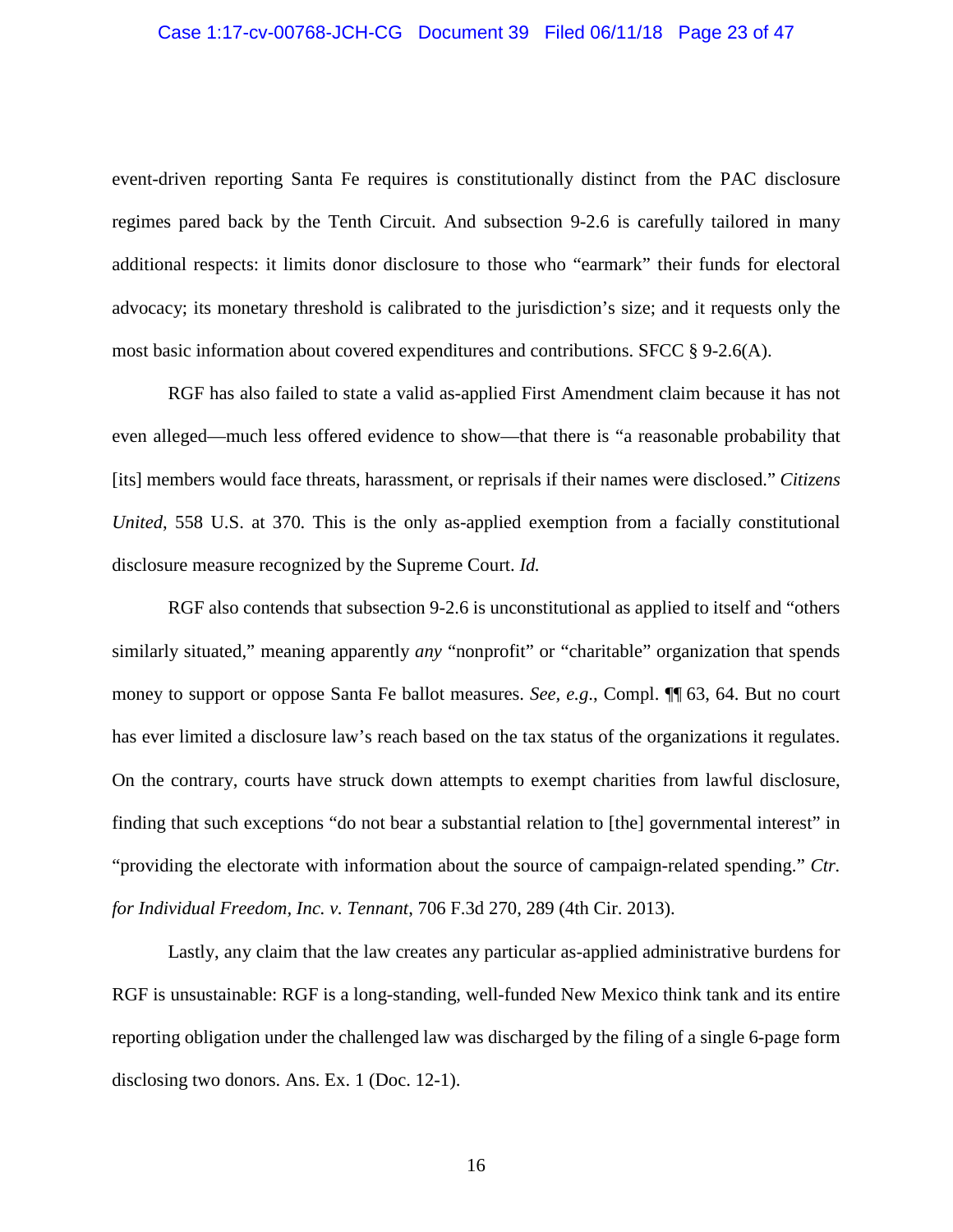event-driven reporting Santa Fe requires is constitutionally distinct from the PAC disclosure regimes pared back by the Tenth Circuit. And subsection 9-2.6 is carefully tailored in many additional respects: it limits donor disclosure to those who "earmark" their funds for electoral advocacy; its monetary threshold is calibrated to the jurisdiction's size; and it requests only the most basic information about covered expenditures and contributions. SFCC § 9-2.6(A).

RGF has also failed to state a valid as-applied First Amendment claim because it has not even alleged—much less offered evidence to show—that there is "a reasonable probability that [its] members would face threats, harassment, or reprisals if their names were disclosed." *Citizens United*, 558 U.S. at 370. This is the only as-applied exemption from a facially constitutional disclosure measure recognized by the Supreme Court. *Id.*

RGF also contends that subsection 9-2.6 is unconstitutional as applied to itself and "others similarly situated," meaning apparently *any* "nonprofit" or "charitable" organization that spends money to support or oppose Santa Fe ballot measures. *See, e.g.*, Compl. ¶¶ 63, 64. But no court has ever limited a disclosure law's reach based on the tax status of the organizations it regulates. On the contrary, courts have struck down attempts to exempt charities from lawful disclosure, finding that such exceptions "do not bear a substantial relation to [the] governmental interest" in "providing the electorate with information about the source of campaign-related spending." *Ctr. for Individual Freedom, Inc. v. Tennant*, 706 F.3d 270, 289 (4th Cir. 2013).

Lastly, any claim that the law creates any particular as-applied administrative burdens for RGF is unsustainable: RGF is a long-standing, well-funded New Mexico think tank and its entire reporting obligation under the challenged law was discharged by the filing of a single 6-page form disclosing two donors. Ans. Ex. 1 (Doc. 12-1).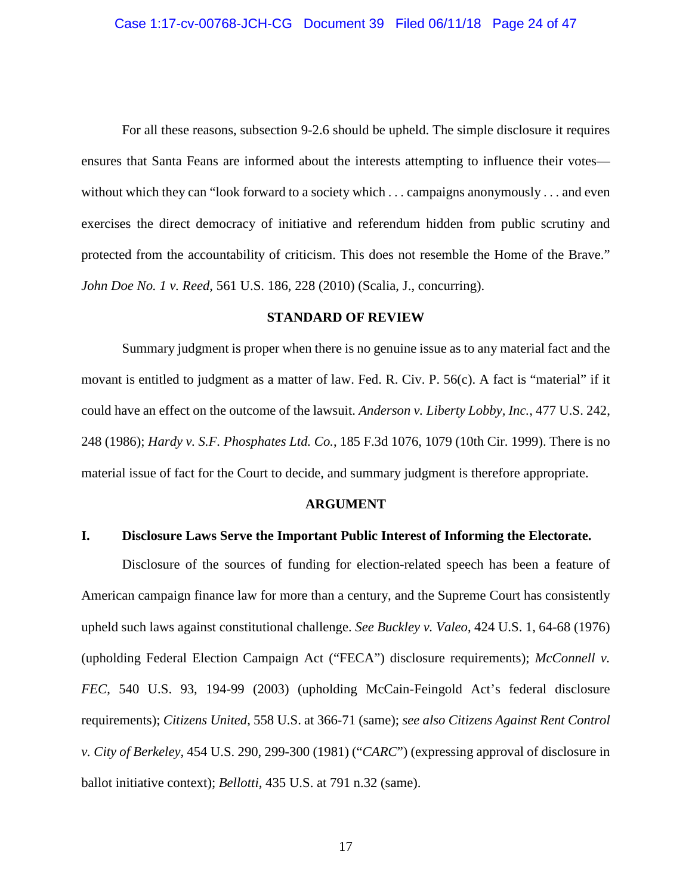For all these reasons, subsection 9-2.6 should be upheld. The simple disclosure it requires ensures that Santa Feans are informed about the interests attempting to influence their votes—without which they can "look forward to a society which . . . campaigns anonymously . . . and even exercises the direct democracy of initiative and referendum hidden from public scrutiny and protected from the accountability of criticism. This does not resemble the Home of the Brave." *John Doe No. 1 v. Reed*, 561 U.S. 186, 228 (2010) (Scalia, J., concurring).

## STANDARD OF REVIEW

Summary judgment is proper when there is no genuine issue as to any material fact and the movant is entitled to judgment as a matter of law. Fed. R. Civ. P. 56(c). A fact is "material" if it could have an effect on the outcome of the lawsuit. *Anderson v. Liberty Lobby, Inc.*, 477 U.S. 242, 248 (1986); *Hardy v. S.F. Phosphates Ltd. Co.*, 185 F.3d 1076, 1079 (10th Cir. 1999). There is no material issue of fact for the Court to decide, and summary judgment is therefore appropriate.

## ARGUMENT

### I. Disclosure Laws Serve the Important Public Interest of Informing the Electorate.

Disclosure of the sources of funding for election-related speech has been a feature of American campaign finance law for more than a century, and the Supreme Court has consistently upheld such laws against constitutional challenge. *See Buckley v. Valeo*, 424 U.S. 1, 64-68 (1976) (upholding Federal Election Campaign Act ("FECA") disclosure requirements); *McConnell v. FEC*, 540 U.S. 93, 194-99 (2003) (upholding McCain-Feingold Act's federal disclosure requirements); *Citizens United*, 558 U.S. at 366-71 (same); *see also Citizens Against Rent Control v. City of Berkeley*, 454 U.S. 290, 299-300 (1981) ("*CARC*") (expressing approval of disclosure in ballot initiative context); *Bellotti*, 435 U.S. at 791 n.32 (same).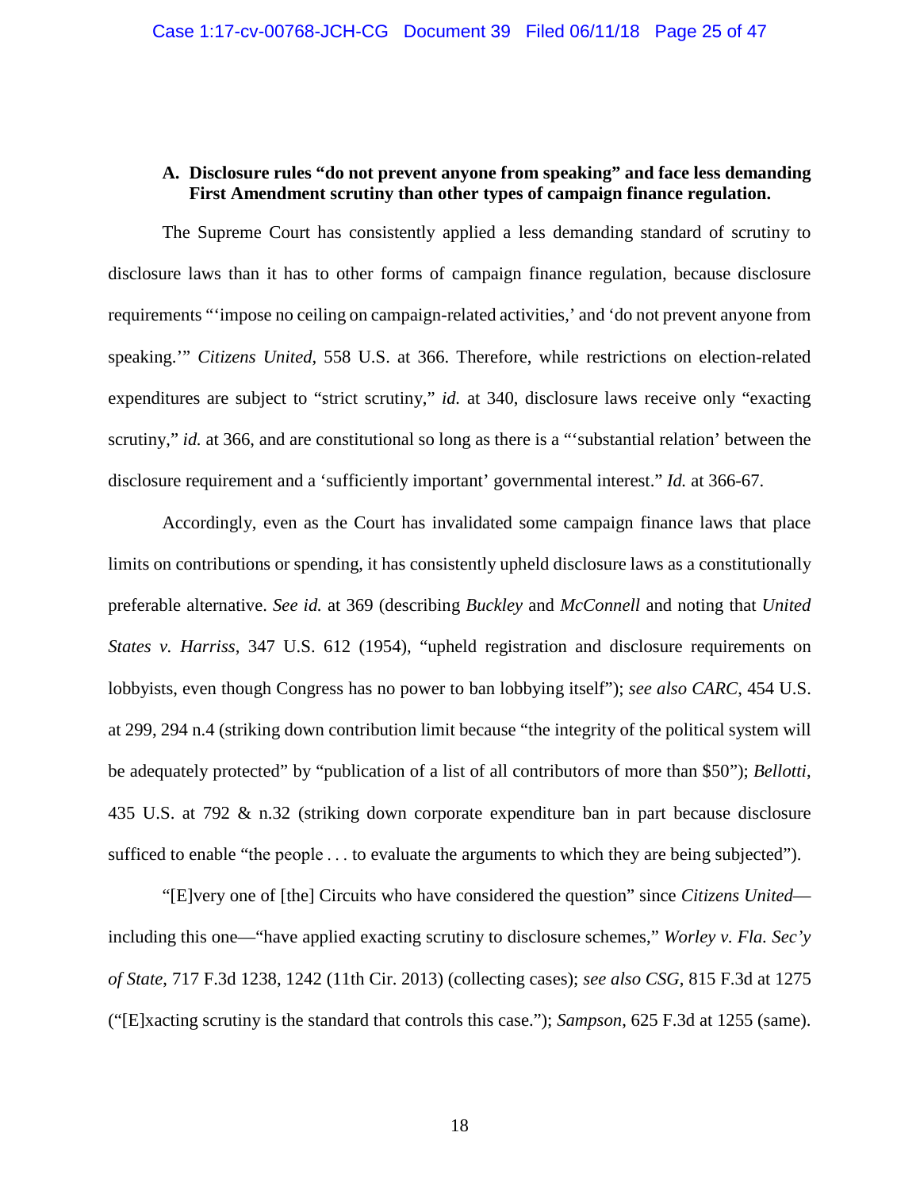### A. Disclosure rules "do not prevent anyone from speaking" and face less demanding First Amendment scrutiny than other types of campaign finance regulation.

The Supreme Court has consistently applied a less demanding standard of scrutiny to disclosure laws than it has to other forms of campaign finance regulation, because disclosure requirements "'impose no ceiling on campaign-related activities,' and 'do not prevent anyone from speaking.'" *Citizens United*, 558 U.S. at 366. Therefore, while restrictions on election-related expenditures are subject to "strict scrutiny," *id.* at 340, disclosure laws receive only "exacting scrutiny," *id.* at 366, and are constitutional so long as there is a "'substantial relation' between the disclosure requirement and a 'sufficiently important' governmental interest." *Id.* at 366-67.

Accordingly, even as the Court has invalidated some campaign finance laws that place limits on contributions or spending, it has consistently upheld disclosure laws as a constitutionally preferable alternative. *See id.* at 369 (describing *Buckley* and *McConnell* and noting that *United States v. Harriss*, 347 U.S. 612 (1954), "upheld registration and disclosure requirements on lobbyists, even though Congress has no power to ban lobbying itself"); *see also CARC*, 454 U.S. at 299, 294 n.4 (striking down contribution limit because "the integrity of the political system will be adequately protected" by "publication of a list of all contributors of more than $50"); *Bellotti*, 435 U.S. at 792 & n.32 (striking down corporate expenditure ban in part because disclosure sufficed to enable "the people . . . to evaluate the arguments to which they are being subjected").

"[E]very one of [the] Circuits who have considered the question" since *Citizens United*—including this one—"have applied exacting scrutiny to disclosure schemes," *Worley v. Fla. Sec'y of State*, 717 F.3d 1238, 1242 (11th Cir. 2013) (collecting cases); *see also CSG*, 815 F.3d at 1275 ("[E]xacting scrutiny is the standard that controls this case."); *Sampson*, 625 F.3d at 1255 (same).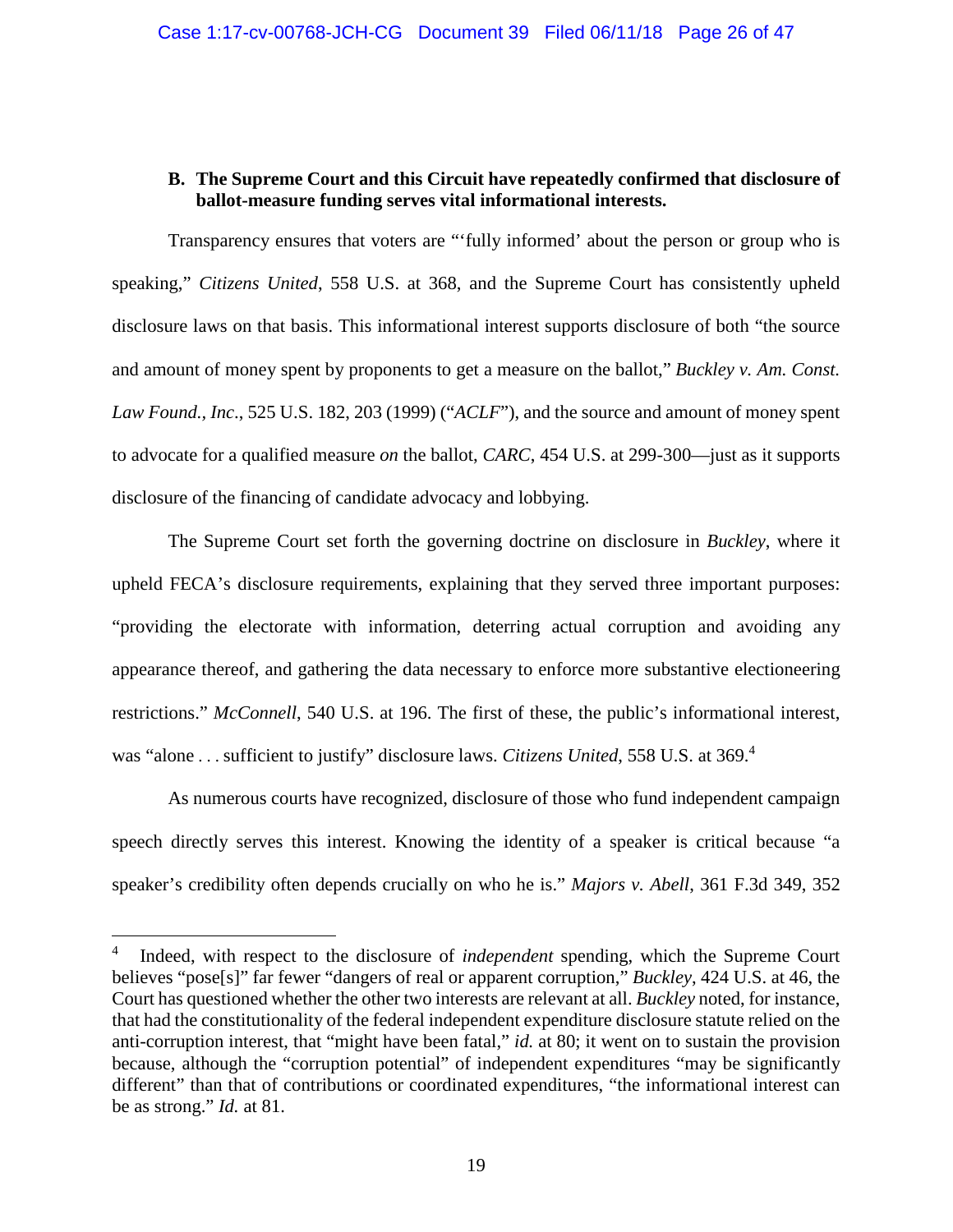### B. The Supreme Court and this Circuit have repeatedly confirmed that disclosure of ballot-measure funding serves vital informational interests.

Transparency ensures that voters are "'fully informed' about the person or group who is speaking," *Citizens United*, 558 U.S. at 368, and the Supreme Court has consistently upheld disclosure laws on that basis. This informational interest supports disclosure of both "the source and amount of money spent by proponents to get a measure on the ballot," *Buckley v. Am. Const. Law Found., Inc*., 525 U.S. 182, 203 (1999) ("*ACLF*"), and the source and amount of money spent to advocate for a qualified measure *on* the ballot, *CARC*, 454 U.S. at 299-300—just as it supports disclosure of the financing of candidate advocacy and lobbying.

The Supreme Court set forth the governing doctrine on disclosure in *Buckley*, where it upheld FECA's disclosure requirements, explaining that they served three important purposes: "providing the electorate with information, deterring actual corruption and avoiding any appearance thereof, and gathering the data necessary to enforce more substantive electioneering restrictions." *McConnell*, 540 U.S. at 196. The first of these, the public's informational interest, was "alone . . . sufficient to justify" disclosure laws. *Citizens United*, 558 U.S. at 369.[4]

As numerous courts have recognized, disclosure of those who fund independent campaign speech directly serves this interest. Knowing the identity of a speaker is critical because "a speaker's credibility often depends crucially on who he is." *Majors v. Abell*, 361 F.3d 349, 352

---

[4] Indeed, with respect to the disclosure of *independent* spending, which the Supreme Court believes "pose[s]" far fewer "dangers of real or apparent corruption," *Buckley*, 424 U.S. at 46, the Court has questioned whether the other two interests are relevant at all. *Buckley* noted, for instance, that had the constitutionality of the federal independent expenditure disclosure statute relied on the anti-corruption interest, that "might have been fatal," *id.* at 80; it went on to sustain the provision because, although the "corruption potential" of independent expenditures "may be significantly different" than that of contributions or coordinated expenditures, "the informational interest can be as strong." *Id.* at 81.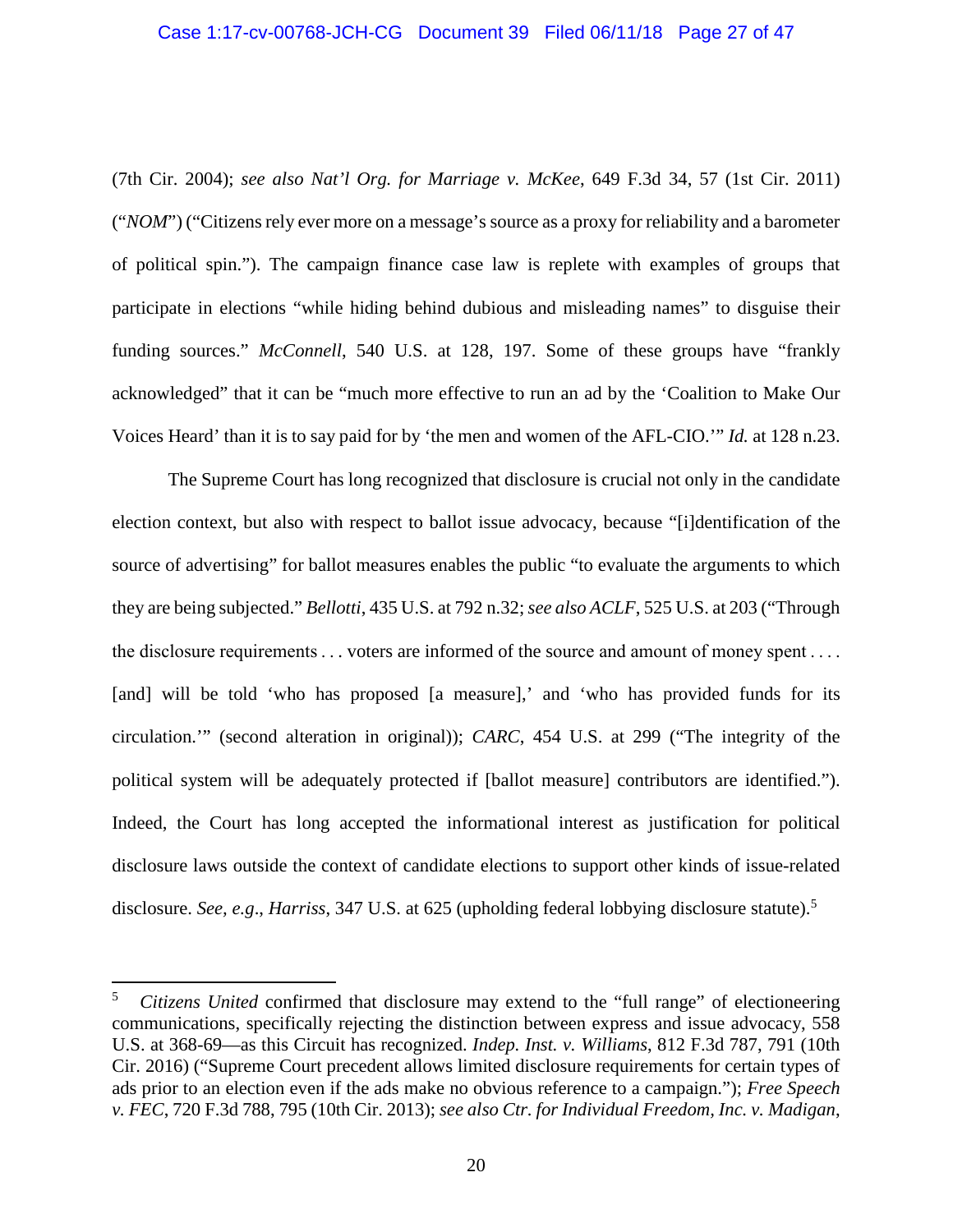(7th Cir. 2004); *see also Nat'l Org. for Marriage v. McKee*, 649 F.3d 34, 57 (1st Cir. 2011) ("*NOM*") ("Citizens rely ever more on a message's source as a proxy for reliability and a barometer of political spin."). The campaign finance case law is replete with examples of groups that participate in elections "while hiding behind dubious and misleading names" to disguise their funding sources." *McConnell*, 540 U.S. at 128, 197. Some of these groups have "frankly acknowledged" that it can be "much more effective to run an ad by the 'Coalition to Make Our Voices Heard' than it is to say paid for by 'the men and women of the AFL-CIO.'" *Id.* at 128 n.23.

The Supreme Court has long recognized that disclosure is crucial not only in the candidate election context, but also with respect to ballot issue advocacy, because "[i]dentification of the source of advertising" for ballot measures enables the public "to evaluate the arguments to which they are being subjected." *Bellotti*, 435 U.S. at 792 n.32; *see also ACLF*, 525 U.S. at 203 ("Through the disclosure requirements . . . voters are informed of the source and amount of money spent . . . . [and] will be told 'who has proposed [a measure],' and 'who has provided funds for its circulation.'" (second alteration in original)); *CARC*, 454 U.S. at 299 ("The integrity of the political system will be adequately protected if [ballot measure] contributors are identified."). Indeed, the Court has long accepted the informational interest as justification for political disclosure laws outside the context of candidate elections to support other kinds of issue-related disclosure. *See, e.g.*, *Harriss*, 347 U.S. at 625 (upholding federal lobbying disclosure statute).[5]

---

[5] *Citizens United* confirmed that disclosure may extend to the "full range" of electioneering communications, specifically rejecting the distinction between express and issue advocacy, 558 U.S. at 368-69—as this Circuit has recognized. *Indep. Inst. v. Williams*, 812 F.3d 787, 791 (10th Cir. 2016) ("Supreme Court precedent allows limited disclosure requirements for certain types of ads prior to an election even if the ads make no obvious reference to a campaign."); *Free Speech v. FEC*, 720 F.3d 788, 795 (10th Cir. 2013); *see also Ctr. for Individual Freedom, Inc. v. Madigan*,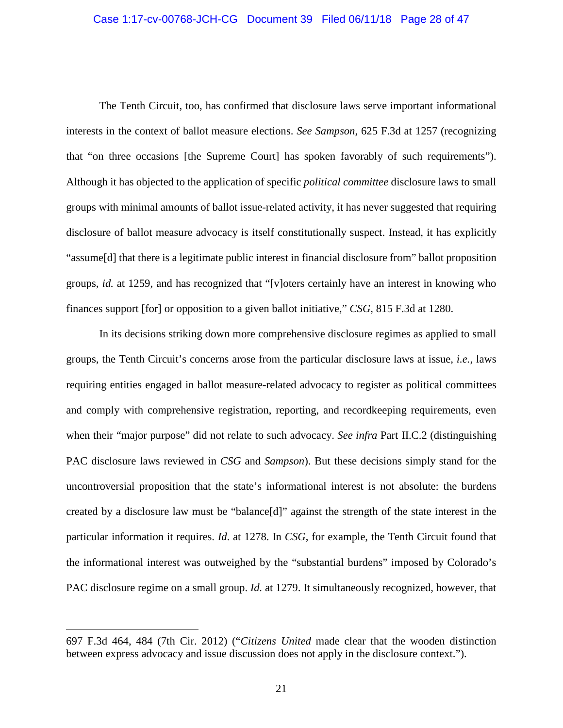The Tenth Circuit, too, has confirmed that disclosure laws serve important informational interests in the context of ballot measure elections. *See Sampson*, 625 F.3d at 1257 (recognizing that "on three occasions [the Supreme Court] has spoken favorably of such requirements"). Although it has objected to the application of specific *political committee* disclosure laws to small groups with minimal amounts of ballot issue-related activity, it has never suggested that requiring disclosure of ballot measure advocacy is itself constitutionally suspect. Instead, it has explicitly "assume[d] that there is a legitimate public interest in financial disclosure from" ballot proposition groups, *id.* at 1259, and has recognized that "[v]oters certainly have an interest in knowing who finances support [for] or opposition to a given ballot initiative," *CSG*, 815 F.3d at 1280.

In its decisions striking down more comprehensive disclosure regimes as applied to small groups, the Tenth Circuit's concerns arose from the particular disclosure laws at issue, *i.e.*, laws requiring entities engaged in ballot measure-related advocacy to register as political committees and comply with comprehensive registration, reporting, and recordkeeping requirements, even when their "major purpose" did not relate to such advocacy. *See infra* Part II.C.2 (distinguishing PAC disclosure laws reviewed in *CSG* and *Sampson*). But these decisions simply stand for the uncontroversial proposition that the state's informational interest is not absolute: the burdens created by a disclosure law must be "balance[d]" against the strength of the state interest in the particular information it requires. *Id*. at 1278. In *CSG*, for example, the Tenth Circuit found that the informational interest was outweighed by the "substantial burdens" imposed by Colorado's PAC disclosure regime on a small group. *Id.* at 1279. It simultaneously recognized, however, that

---

697 F.3d 464, 484 (7th Cir. 2012) ("*Citizens United* made clear that the wooden distinction between express advocacy and issue discussion does not apply in the disclosure context.").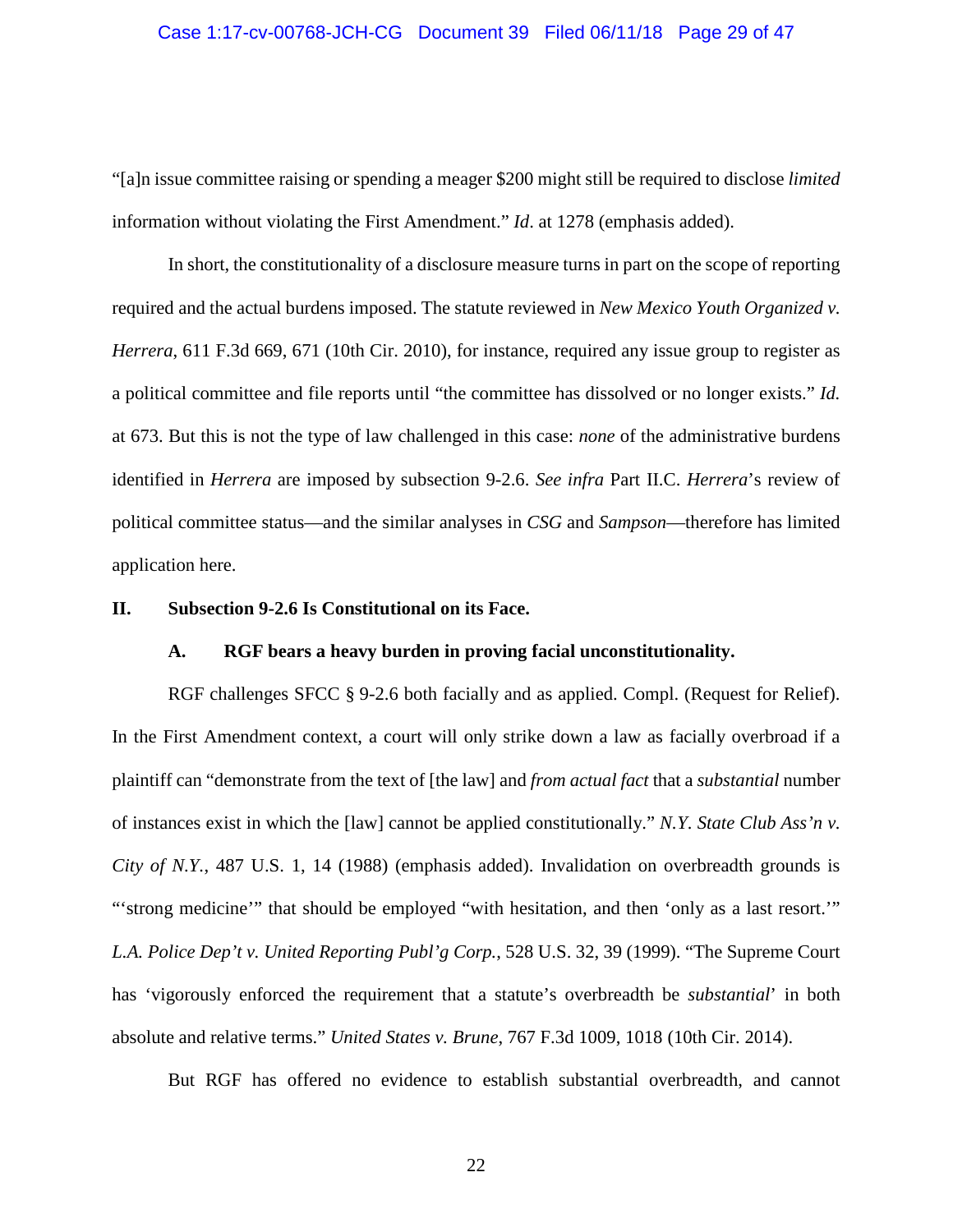"[a]n issue committee raising or spending a meager $200 might still be required to disclose *limited* information without violating the First Amendment." *Id*. at 1278 (emphasis added).

In short, the constitutionality of a disclosure measure turns in part on the scope of reporting required and the actual burdens imposed. The statute reviewed in *New Mexico Youth Organized v. Herrera*, 611 F.3d 669, 671 (10th Cir. 2010), for instance, required any issue group to register as a political committee and file reports until "the committee has dissolved or no longer exists." *Id.* at 673. But this is not the type of law challenged in this case: *none* of the administrative burdens identified in *Herrera* are imposed by subsection 9-2.6. *See infra* Part II.C. *Herrera*'s review of political committee status—and the similar analyses in *CSG* and *Sampson*—therefore has limited application here.

## II. Subsection 9-2.6 Is Constitutional on its Face.

### A. RGF bears a heavy burden in proving facial unconstitutionality.

RGF challenges SFCC § 9-2.6 both facially and as applied. Compl. (Request for Relief). In the First Amendment context, a court will only strike down a law as facially overbroad if a plaintiff can "demonstrate from the text of [the law] and *from actual fact* that a *substantial* number of instances exist in which the [law] cannot be applied constitutionally." *N.Y. State Club Ass'n v. City of N.Y.*, 487 U.S. 1, 14 (1988) (emphasis added). Invalidation on overbreadth grounds is "'strong medicine'" that should be employed "with hesitation, and then 'only as a last resort.'" *L.A. Police Dep't v. United Reporting Publ'g Corp.*, 528 U.S. 32, 39 (1999). "The Supreme Court has 'vigorously enforced the requirement that a statute's overbreadth be *substantial*' in both absolute and relative terms." *United States v. Brune*, 767 F.3d 1009, 1018 (10th Cir. 2014).

But RGF has offered no evidence to establish substantial overbreadth, and cannot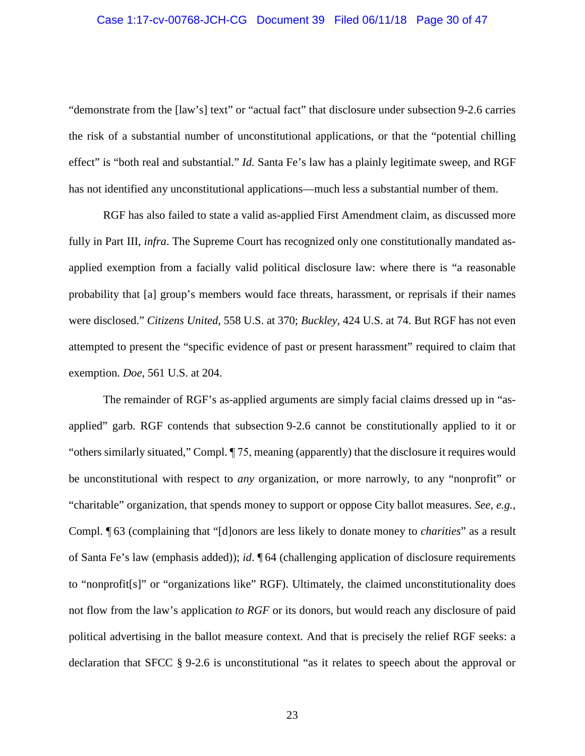"demonstrate from the [law's] text" or "actual fact" that disclosure under subsection 9-2.6 carries the risk of a substantial number of unconstitutional applications, or that the "potential chilling effect" is "both real and substantial." *Id.* Santa Fe's law has a plainly legitimate sweep, and RGF has not identified any unconstitutional applications—much less a substantial number of them.

RGF has also failed to state a valid as-applied First Amendment claim, as discussed more fully in Part III, *infra*. The Supreme Court has recognized only one constitutionally mandated as-applied exemption from a facially valid political disclosure law: where there is "a reasonable probability that [a] group's members would face threats, harassment, or reprisals if their names were disclosed." *Citizens United*, 558 U.S. at 370; *Buckley*, 424 U.S. at 74. But RGF has not even attempted to present the "specific evidence of past or present harassment" required to claim that exemption. *Doe*, 561 U.S. at 204.

The remainder of RGF's as-applied arguments are simply facial claims dressed up in "as-applied" garb. RGF contends that subsection 9-2.6 cannot be constitutionally applied to it or "others similarly situated," Compl. ¶ 75, meaning (apparently) that the disclosure it requires would be unconstitutional with respect to *any* organization, or more narrowly, to any "nonprofit" or "charitable" organization, that spends money to support or oppose City ballot measures. *See, e.g.*, Compl. ¶ 63 (complaining that "[d]onors are less likely to donate money to *charities*" as a result of Santa Fe's law (emphasis added)); *id*. ¶ 64 (challenging application of disclosure requirements to "nonprofit[s]" or "organizations like" RGF). Ultimately, the claimed unconstitutionality does not flow from the law's application *to RGF* or its donors, but would reach any disclosure of paid political advertising in the ballot measure context. And that is precisely the relief RGF seeks: a declaration that SFCC § 9-2.6 is unconstitutional "as it relates to speech about the approval or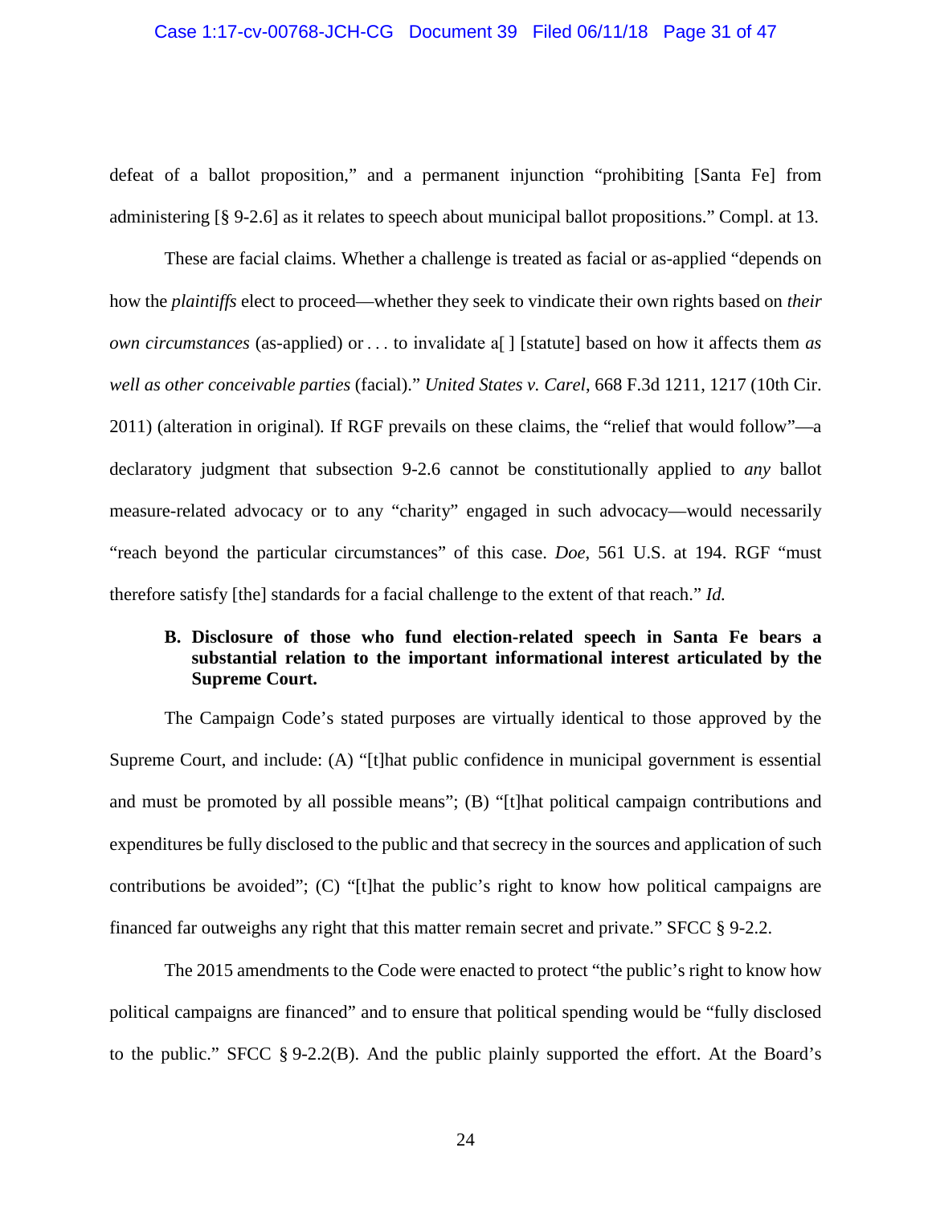defeat of a ballot proposition," and a permanent injunction "prohibiting [Santa Fe] from administering [§ 9-2.6] as it relates to speech about municipal ballot propositions." Compl. at 13.

These are facial claims. Whether a challenge is treated as facial or as-applied "depends on how the *plaintiffs* elect to proceed—whether they seek to vindicate their own rights based on *their own circumstances* (as-applied) or . . . to invalidate a[ ] [statute] based on how it affects them *as well as other conceivable parties* (facial)." *United States v. Carel*, 668 F.3d 1211, 1217 (10th Cir. 2011) (alteration in original). If RGF prevails on these claims, the "relief that would follow"—a declaratory judgment that subsection 9-2.6 cannot be constitutionally applied to *any* ballot measure-related advocacy or to any "charity" engaged in such advocacy—would necessarily "reach beyond the particular circumstances" of this case. *Doe*, 561 U.S. at 194. RGF "must therefore satisfy [the] standards for a facial challenge to the extent of that reach." *Id.*

### B. Disclosure of those who fund election-related speech in Santa Fe bears a substantial relation to the important informational interest articulated by the Supreme Court.

The Campaign Code's stated purposes are virtually identical to those approved by the Supreme Court, and include: (A) "[t]hat public confidence in municipal government is essential and must be promoted by all possible means"; (B) "[t]hat political campaign contributions and expenditures be fully disclosed to the public and that secrecy in the sources and application of such contributions be avoided"; (C) "[t]hat the public's right to know how political campaigns are financed far outweighs any right that this matter remain secret and private." SFCC § 9-2.2.

The 2015 amendments to the Code were enacted to protect "the public's right to know how political campaigns are financed" and to ensure that political spending would be "fully disclosed to the public." SFCC § 9-2.2(B). And the public plainly supported the effort. At the Board's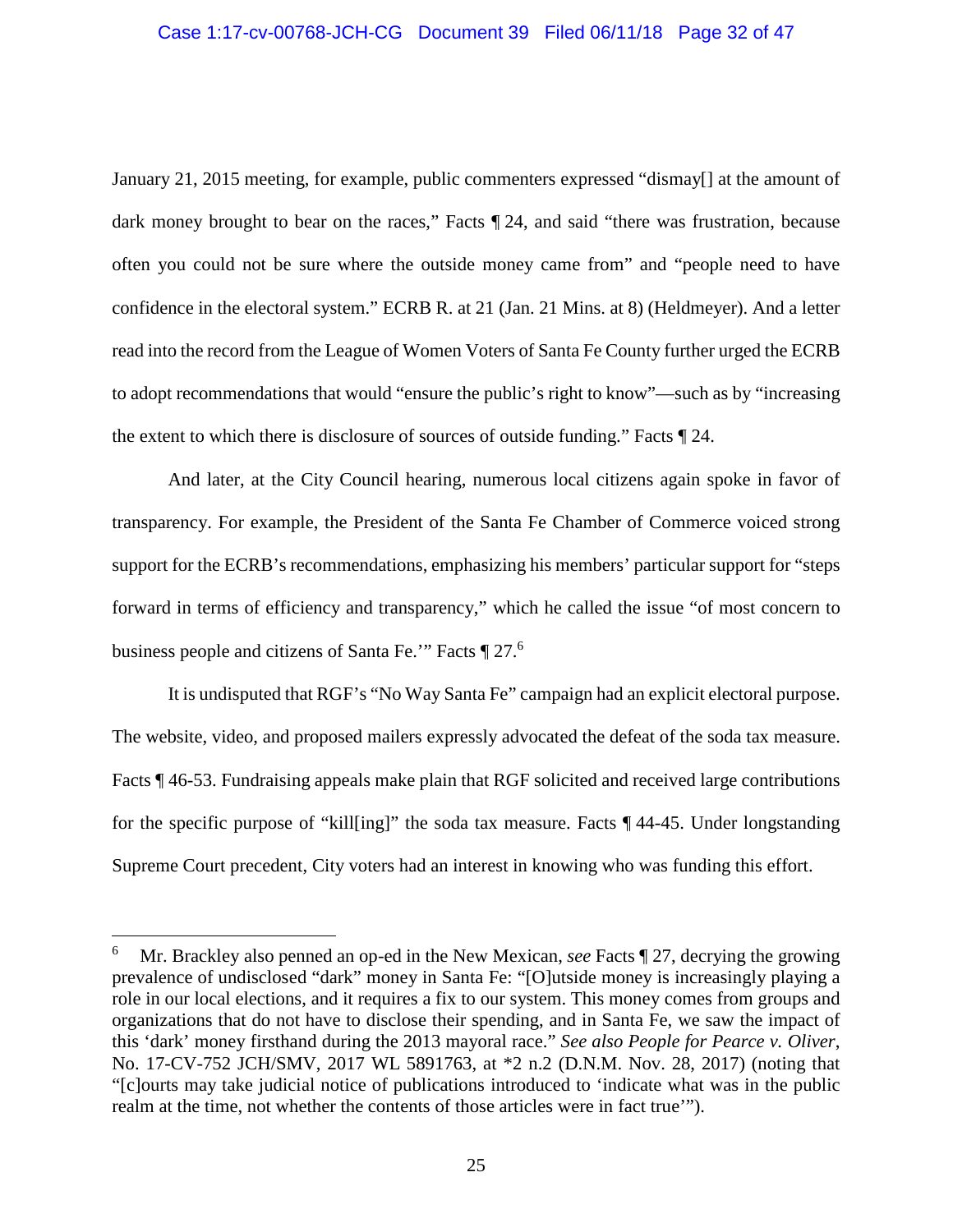January 21, 2015 meeting, for example, public commenters expressed "dismay[] at the amount of dark money brought to bear on the races," Facts ¶ 24, and said "there was frustration, because often you could not be sure where the outside money came from" and "people need to have confidence in the electoral system." ECRB R. at 21 (Jan. 21 Mins. at 8) (Heldmeyer). And a letter read into the record from the League of Women Voters of Santa Fe County further urged the ECRB to adopt recommendations that would "ensure the public's right to know"—such as by "increasing the extent to which there is disclosure of sources of outside funding." Facts ¶ 24.

And later, at the City Council hearing, numerous local citizens again spoke in favor of transparency. For example, the President of the Santa Fe Chamber of Commerce voiced strong support for the ECRB's recommendations, emphasizing his members' particular support for "steps forward in terms of efficiency and transparency," which he called the issue "of most concern to business people and citizens of Santa Fe.'" Facts ¶ 27.[6]

It is undisputed that RGF's "No Way Santa Fe" campaign had an explicit electoral purpose. The website, video, and proposed mailers expressly advocated the defeat of the soda tax measure. Facts ¶ 46-53. Fundraising appeals make plain that RGF solicited and received large contributions for the specific purpose of "kill[ing]" the soda tax measure. Facts ¶ 44-45. Under longstanding Supreme Court precedent, City voters had an interest in knowing who was funding this effort.

---

[6] Mr. Brackley also penned an op-ed in the New Mexican, *see* Facts ¶ 27, decrying the growing prevalence of undisclosed "dark" money in Santa Fe: "[O]utside money is increasingly playing a role in our local elections, and it requires a fix to our system. This money comes from groups and organizations that do not have to disclose their spending, and in Santa Fe, we saw the impact of this 'dark' money firsthand during the 2013 mayoral race." *See also People for Pearce v. Oliver*, No. 17-CV-752 JCH/SMV, 2017 WL 5891763, at *2 n.2 (D.N.M. Nov. 28, 2017) (noting that "[c]ourts may take judicial notice of publications introduced to 'indicate what was in the public realm at the time, not whether the contents of those articles were in fact true'").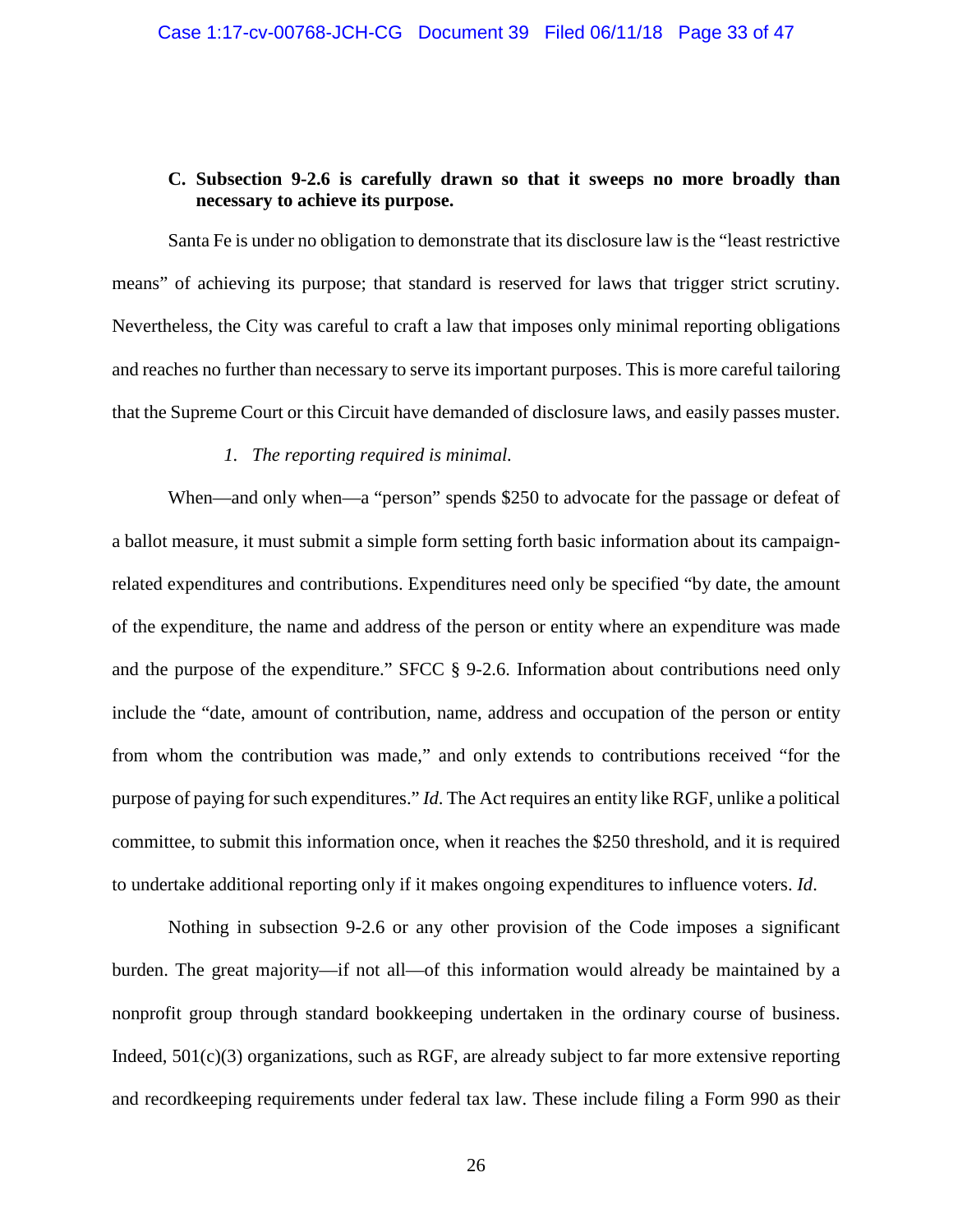### C. Subsection 9-2.6 is carefully drawn so that it sweeps no more broadly than necessary to achieve its purpose.

Santa Fe is under no obligation to demonstrate that its disclosure law is the "least restrictive means" of achieving its purpose; that standard is reserved for laws that trigger strict scrutiny. Nevertheless, the City was careful to craft a law that imposes only minimal reporting obligations and reaches no further than necessary to serve its important purposes. This is more careful tailoring that the Supreme Court or this Circuit have demanded of disclosure laws, and easily passes muster.

#### *1. The reporting required is minimal.*

When—and only when—a "person" spends $250 to advocate for the passage or defeat of a ballot measure, it must submit a simple form setting forth basic information about its campaign-related expenditures and contributions. Expenditures need only be specified "by date, the amount of the expenditure, the name and address of the person or entity where an expenditure was made and the purpose of the expenditure." SFCC § 9-2.6. Information about contributions need only include the "date, amount of contribution, name, address and occupation of the person or entity from whom the contribution was made," and only extends to contributions received "for the purpose of paying for such expenditures." *Id.* The Act requires an entity like RGF, unlike a political committee, to submit this information once, when it reaches the $250 threshold, and it is required to undertake additional reporting only if it makes ongoing expenditures to influence voters. *Id*.

Nothing in subsection 9-2.6 or any other provision of the Code imposes a significant burden. The great majority—if not all—of this information would already be maintained by a nonprofit group through standard bookkeeping undertaken in the ordinary course of business. Indeed, 501(c)(3) organizations, such as RGF, are already subject to far more extensive reporting and recordkeeping requirements under federal tax law. These include filing a Form 990 as their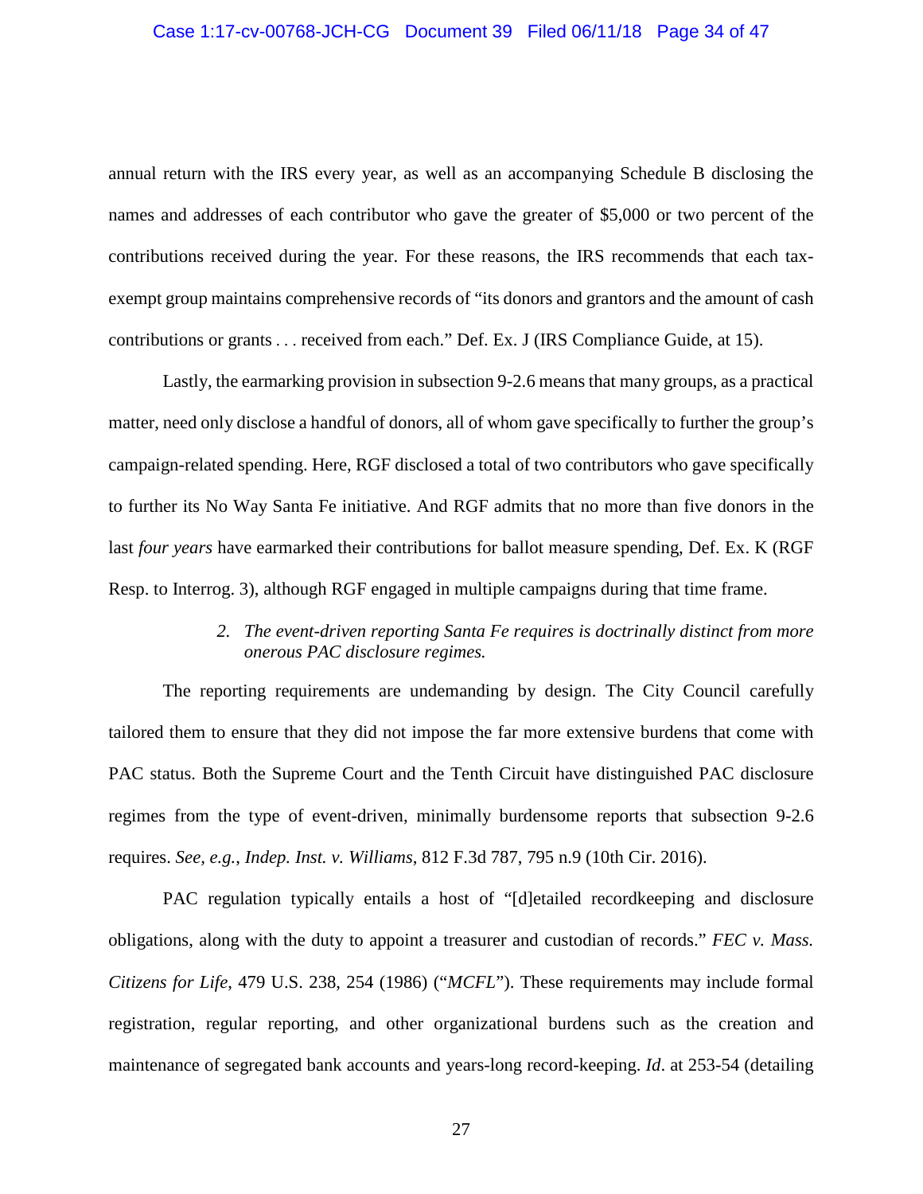annual return with the IRS every year, as well as an accompanying Schedule B disclosing the names and addresses of each contributor who gave the greater of $5,000 or two percent of the contributions received during the year. For these reasons, the IRS recommends that each tax-exempt group maintains comprehensive records of "its donors and grantors and the amount of cash contributions or grants . . . received from each." Def. Ex. J (IRS Compliance Guide, at 15).

Lastly, the earmarking provision in subsection 9-2.6 means that many groups, as a practical matter, need only disclose a handful of donors, all of whom gave specifically to further the group's campaign-related spending. Here, RGF disclosed a total of two contributors who gave specifically to further its No Way Santa Fe initiative. And RGF admits that no more than five donors in the last *four years* have earmarked their contributions for ballot measure spending, Def. Ex. K (RGF Resp. to Interrog. 3), although RGF engaged in multiple campaigns during that time frame.

*2. The event-driven reporting Santa Fe requires is doctrinally distinct from more onerous PAC disclosure regimes.*

The reporting requirements are undemanding by design. The City Council carefully tailored them to ensure that they did not impose the far more extensive burdens that come with PAC status. Both the Supreme Court and the Tenth Circuit have distinguished PAC disclosure regimes from the type of event-driven, minimally burdensome reports that subsection 9-2.6 requires. *See, e.g.*, *Indep. Inst. v. Williams*, 812 F.3d 787, 795 n.9 (10th Cir. 2016).

PAC regulation typically entails a host of "[d]etailed recordkeeping and disclosure obligations, along with the duty to appoint a treasurer and custodian of records." *FEC v. Mass. Citizens for Life*, 479 U.S. 238, 254 (1986) ("*MCFL*"). These requirements may include formal registration, regular reporting, and other organizational burdens such as the creation and maintenance of segregated bank accounts and years-long record-keeping. *Id*. at 253-54 (detailing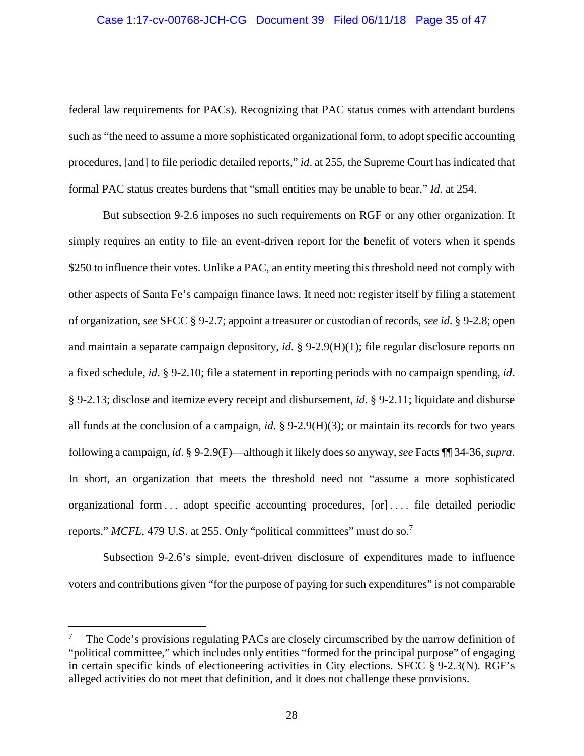federal law requirements for PACs). Recognizing that PAC status comes with attendant burdens such as "the need to assume a more sophisticated organizational form, to adopt specific accounting procedures, [and] to file periodic detailed reports," *id*. at 255, the Supreme Court has indicated that formal PAC status creates burdens that "small entities may be unable to bear." *Id*. at 254.

But subsection 9-2.6 imposes no such requirements on RGF or any other organization. It simply requires an entity to file an event-driven report for the benefit of voters when it spends $250 to influence their votes. Unlike a PAC, an entity meeting this threshold need not comply with other aspects of Santa Fe's campaign finance laws. It need not: register itself by filing a statement of organization, *see* SFCC § 9-2.7; appoint a treasurer or custodian of records, *see id*. § 9-2.8; open and maintain a separate campaign depository, *id*. § 9-2.9(H)(1); file regular disclosure reports on a fixed schedule, *id*. § 9-2.10; file a statement in reporting periods with no campaign spending, *id*. § 9-2.13; disclose and itemize every receipt and disbursement, *id*. § 9-2.11; liquidate and disburse all funds at the conclusion of a campaign, *id*. § 9-2.9(H)(3); or maintain its records for two years following a campaign, *id*. § 9-2.9(F)—although it likely does so anyway, *see* Facts ¶¶ 34-36, *supra*. In short, an organization that meets the threshold need not "assume a more sophisticated organizational form . . . adopt specific accounting procedures, [or] . . . . file detailed periodic reports." *MCFL*, 479 U.S. at 255. Only "political committees" must do so.[7]

Subsection 9-2.6's simple, event-driven disclosure of expenditures made to influence voters and contributions given "for the purpose of paying for such expenditures" is not comparable

---

[7] The Code's provisions regulating PACs are closely circumscribed by the narrow definition of "political committee," which includes only entities "formed for the principal purpose" of engaging in certain specific kinds of electioneering activities in City elections. SFCC § 9-2.3(N). RGF's alleged activities do not meet that definition, and it does not challenge these provisions.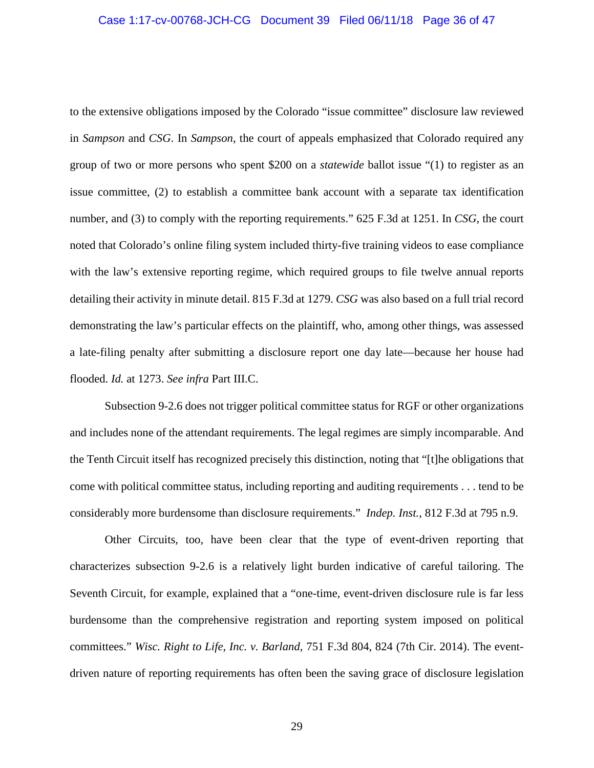to the extensive obligations imposed by the Colorado "issue committee" disclosure law reviewed in *Sampson* and *CSG*. In *Sampson*, the court of appeals emphasized that Colorado required any group of two or more persons who spent $200 on a *statewide* ballot issue "(1) to register as an issue committee, (2) to establish a committee bank account with a separate tax identification number, and (3) to comply with the reporting requirements." 625 F.3d at 1251. In *CSG*, the court noted that Colorado's online filing system included thirty-five training videos to ease compliance with the law's extensive reporting regime, which required groups to file twelve annual reports detailing their activity in minute detail. 815 F.3d at 1279. *CSG* was also based on a full trial record demonstrating the law's particular effects on the plaintiff, who, among other things, was assessed a late-filing penalty after submitting a disclosure report one day late—because her house had flooded. *Id.* at 1273. *See infra* Part III.C.

Subsection 9-2.6 does not trigger political committee status for RGF or other organizations and includes none of the attendant requirements. The legal regimes are simply incomparable. And the Tenth Circuit itself has recognized precisely this distinction, noting that "[t]he obligations that come with political committee status, including reporting and auditing requirements . . . tend to be considerably more burdensome than disclosure requirements." *Indep. Inst.*, 812 F.3d at 795 n.9.

Other Circuits, too, have been clear that the type of event-driven reporting that characterizes subsection 9-2.6 is a relatively light burden indicative of careful tailoring. The Seventh Circuit, for example, explained that a "one-time, event-driven disclosure rule is far less burdensome than the comprehensive registration and reporting system imposed on political committees." *Wisc. Right to Life, Inc. v. Barland*, 751 F.3d 804, 824 (7th Cir. 2014). The event-driven nature of reporting requirements has often been the saving grace of disclosure legislation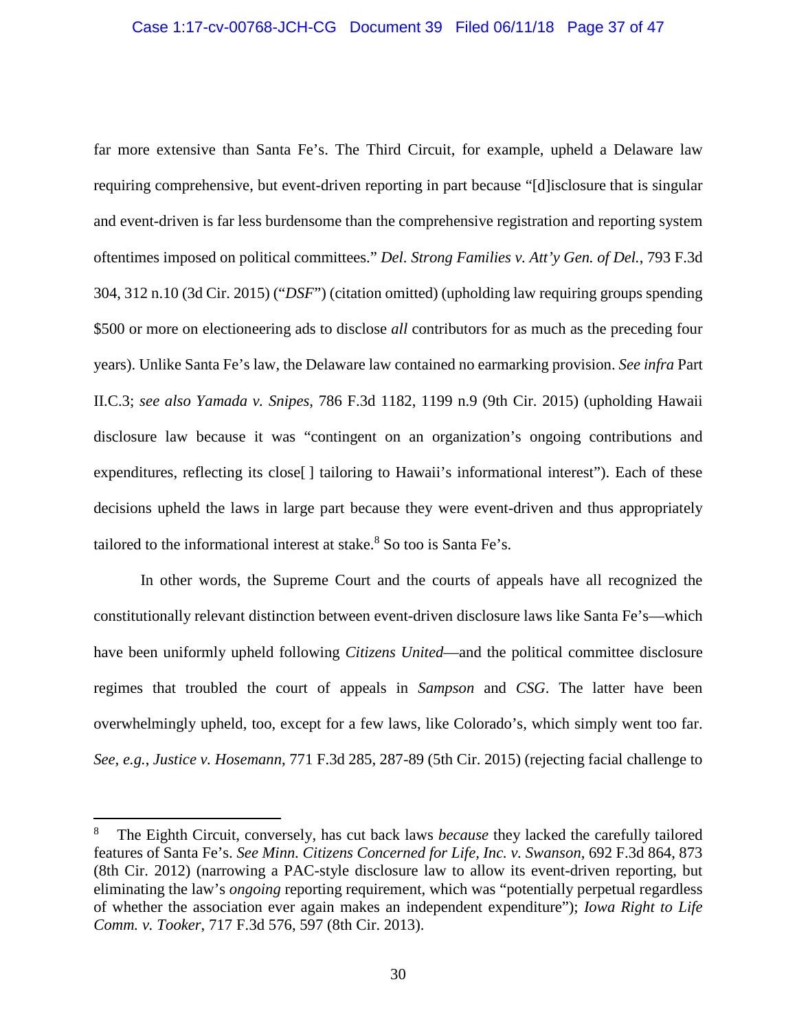far more extensive than Santa Fe's. The Third Circuit, for example, upheld a Delaware law requiring comprehensive, but event-driven reporting in part because "[d]isclosure that is singular and event-driven is far less burdensome than the comprehensive registration and reporting system oftentimes imposed on political committees." *Del. Strong Families v. Att'y Gen. of Del.*, 793 F.3d 304, 312 n.10 (3d Cir. 2015) ("*DSF*") (citation omitted) (upholding law requiring groups spending $500 or more on electioneering ads to disclose *all* contributors for as much as the preceding four years). Unlike Santa Fe's law, the Delaware law contained no earmarking provision. *See infra* Part II.C.3; *see also Yamada v. Snipes*, 786 F.3d 1182, 1199 n.9 (9th Cir. 2015) (upholding Hawaii disclosure law because it was "contingent on an organization's ongoing contributions and expenditures, reflecting its close[ ] tailoring to Hawaii's informational interest"). Each of these decisions upheld the laws in large part because they were event-driven and thus appropriately tailored to the informational interest at stake.[8] So too is Santa Fe's.

In other words, the Supreme Court and the courts of appeals have all recognized the constitutionally relevant distinction between event-driven disclosure laws like Santa Fe's—which have been uniformly upheld following *Citizens United*—and the political committee disclosure regimes that troubled the court of appeals in *Sampson* and *CSG*. The latter have been overwhelmingly upheld, too, except for a few laws, like Colorado's, which simply went too far. *See, e.g.*, *Justice v. Hosemann*, 771 F.3d 285, 287-89 (5th Cir. 2015) (rejecting facial challenge to

---

[8] The Eighth Circuit, conversely, has cut back laws *because* they lacked the carefully tailored features of Santa Fe's. *See Minn. Citizens Concerned for Life, Inc. v. Swanson*, 692 F.3d 864, 873 (8th Cir. 2012) (narrowing a PAC-style disclosure law to allow its event-driven reporting, but eliminating the law's *ongoing* reporting requirement, which was "potentially perpetual regardless of whether the association ever again makes an independent expenditure"); *Iowa Right to Life Comm. v. Tooker*, 717 F.3d 576, 597 (8th Cir. 2013).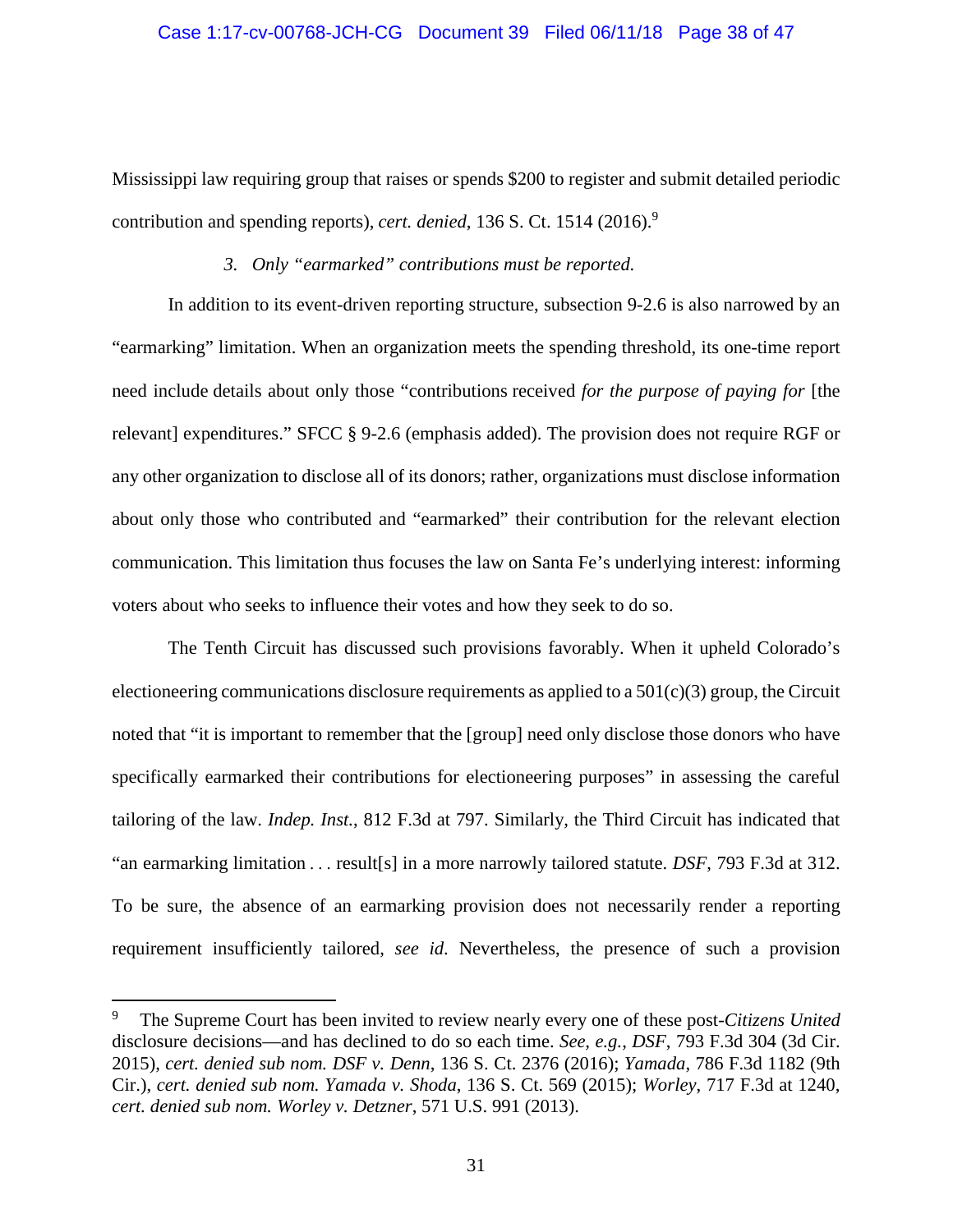Mississippi law requiring group that raises or spends $200 to register and submit detailed periodic contribution and spending reports), *cert. denied*, 136 S. Ct. 1514 (2016).[9]

*3. Only "earmarked" contributions must be reported.*

In addition to its event-driven reporting structure, subsection 9-2.6 is also narrowed by an "earmarking" limitation. When an organization meets the spending threshold, its one-time report need include details about only those "contributions received *for the purpose of paying for* [the relevant] expenditures." SFCC § 9-2.6 (emphasis added). The provision does not require RGF or any other organization to disclose all of its donors; rather, organizations must disclose information about only those who contributed and "earmarked" their contribution for the relevant election communication. This limitation thus focuses the law on Santa Fe's underlying interest: informing voters about who seeks to influence their votes and how they seek to do so.

The Tenth Circuit has discussed such provisions favorably. When it upheld Colorado's electioneering communications disclosure requirements as applied to a 501(c)(3) group, the Circuit noted that "it is important to remember that the [group] need only disclose those donors who have specifically earmarked their contributions for electioneering purposes" in assessing the careful tailoring of the law. *Indep. Inst.*, 812 F.3d at 797. Similarly, the Third Circuit has indicated that "an earmarking limitation . . . result[s] in a more narrowly tailored statute. *DSF*, 793 F.3d at 312. To be sure, the absence of an earmarking provision does not necessarily render a reporting requirement insufficiently tailored, *see id*. Nevertheless, the presence of such a provision

---

[9] The Supreme Court has been invited to review nearly every one of these post-*Citizens United* disclosure decisions—and has declined to do so each time. *See, e.g.*, *DSF*, 793 F.3d 304 (3d Cir. 2015), *cert. denied sub nom. DSF v. Denn*, 136 S. Ct. 2376 (2016); *Yamada*, 786 F.3d 1182 (9th Cir.), *cert. denied sub nom. Yamada v. Shoda*, 136 S. Ct. 569 (2015); *Worley*, 717 F.3d at 1240, *cert. denied sub nom. Worley v. Detzner*, 571 U.S. 991 (2013).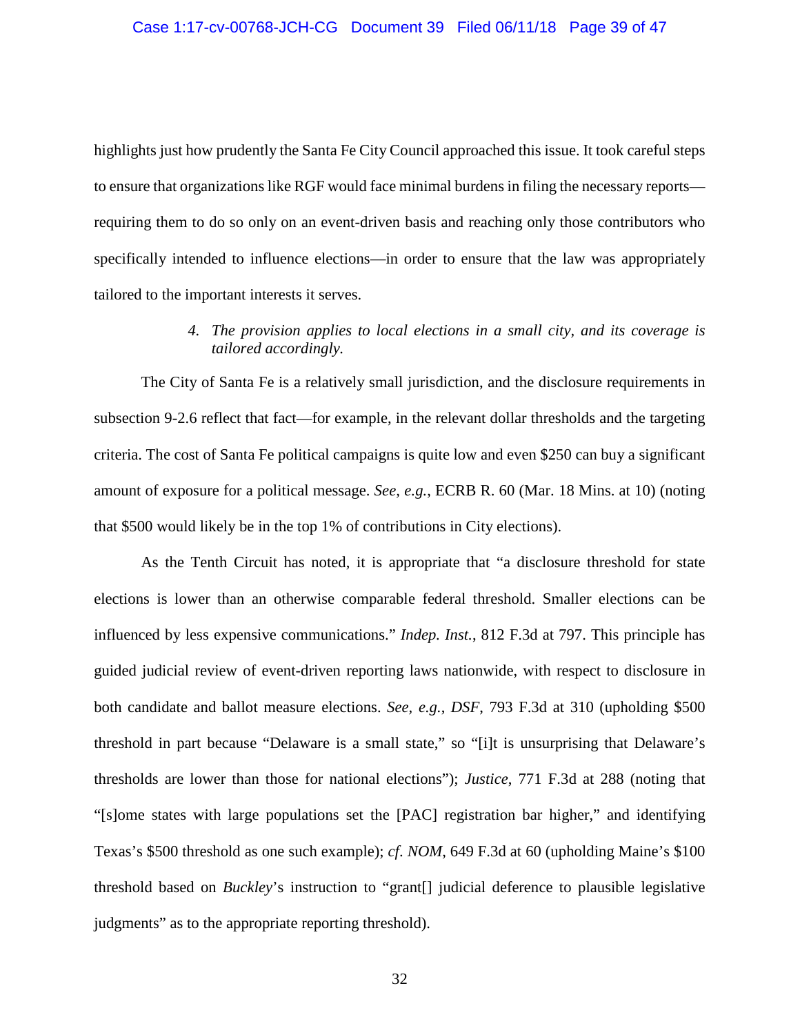highlights just how prudently the Santa Fe City Council approached this issue. It took careful steps to ensure that organizations like RGF would face minimal burdens in filing the necessary reports—requiring them to do so only on an event-driven basis and reaching only those contributors who specifically intended to influence elections—in order to ensure that the law was appropriately tailored to the important interests it serves.

#### *4. The provision applies to local elections in a small city, and its coverage is tailored accordingly.*

The City of Santa Fe is a relatively small jurisdiction, and the disclosure requirements in subsection 9-2.6 reflect that fact—for example, in the relevant dollar thresholds and the targeting criteria. The cost of Santa Fe political campaigns is quite low and even $250 can buy a significant amount of exposure for a political message. *See, e.g.*, ECRB R. 60 (Mar. 18 Mins. at 10) (noting that $500 would likely be in the top 1% of contributions in City elections).

As the Tenth Circuit has noted, it is appropriate that "a disclosure threshold for state elections is lower than an otherwise comparable federal threshold. Smaller elections can be influenced by less expensive communications." *Indep. Inst.*, 812 F.3d at 797. This principle has guided judicial review of event-driven reporting laws nationwide, with respect to disclosure in both candidate and ballot measure elections. *See, e.g.*, *DSF*, 793 F.3d at 310 (upholding $500 threshold in part because "Delaware is a small state," so "[i]t is unsurprising that Delaware's thresholds are lower than those for national elections"); *Justice*, 771 F.3d at 288 (noting that "[s]ome states with large populations set the [PAC] registration bar higher," and identifying Texas's $500 threshold as one such example); *cf. NOM*, 649 F.3d at 60 (upholding Maine's $100 threshold based on *Buckley*'s instruction to "grant[] judicial deference to plausible legislative judgments" as to the appropriate reporting threshold).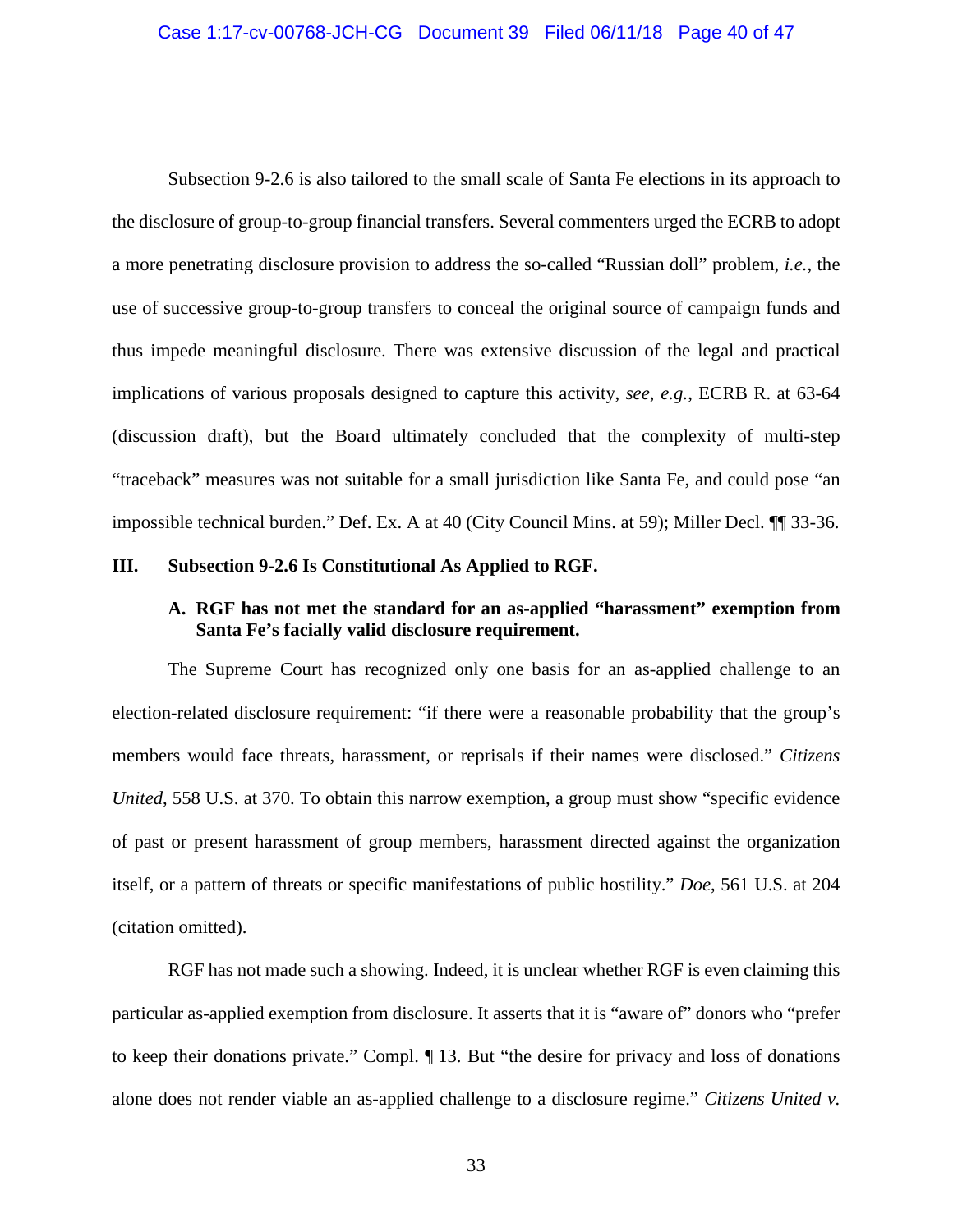Subsection 9-2.6 is also tailored to the small scale of Santa Fe elections in its approach to the disclosure of group-to-group financial transfers. Several commenters urged the ECRB to adopt a more penetrating disclosure provision to address the so-called "Russian doll" problem, *i.e.*, the use of successive group-to-group transfers to conceal the original source of campaign funds and thus impede meaningful disclosure. There was extensive discussion of the legal and practical implications of various proposals designed to capture this activity, *see*, *e.g.*, ECRB R. at 63-64 (discussion draft), but the Board ultimately concluded that the complexity of multi-step "traceback" measures was not suitable for a small jurisdiction like Santa Fe, and could pose "an impossible technical burden." Def. Ex. A at 40 (City Council Mins. at 59); Miller Decl. ¶¶ 33-36.

## III. Subsection 9-2.6 Is Constitutional As Applied to RGF.

### A. RGF has not met the standard for an as-applied "harassment" exemption from Santa Fe's facially valid disclosure requirement.

The Supreme Court has recognized only one basis for an as-applied challenge to an election-related disclosure requirement: "if there were a reasonable probability that the group's members would face threats, harassment, or reprisals if their names were disclosed." *Citizens United*, 558 U.S. at 370. To obtain this narrow exemption, a group must show "specific evidence of past or present harassment of group members, harassment directed against the organization itself, or a pattern of threats or specific manifestations of public hostility." *Doe*, 561 U.S. at 204 (citation omitted).

RGF has not made such a showing. Indeed, it is unclear whether RGF is even claiming this particular as-applied exemption from disclosure. It asserts that it is "aware of" donors who "prefer to keep their donations private." Compl. ¶ 13. But "the desire for privacy and loss of donations alone does not render viable an as-applied challenge to a disclosure regime." *Citizens United v.*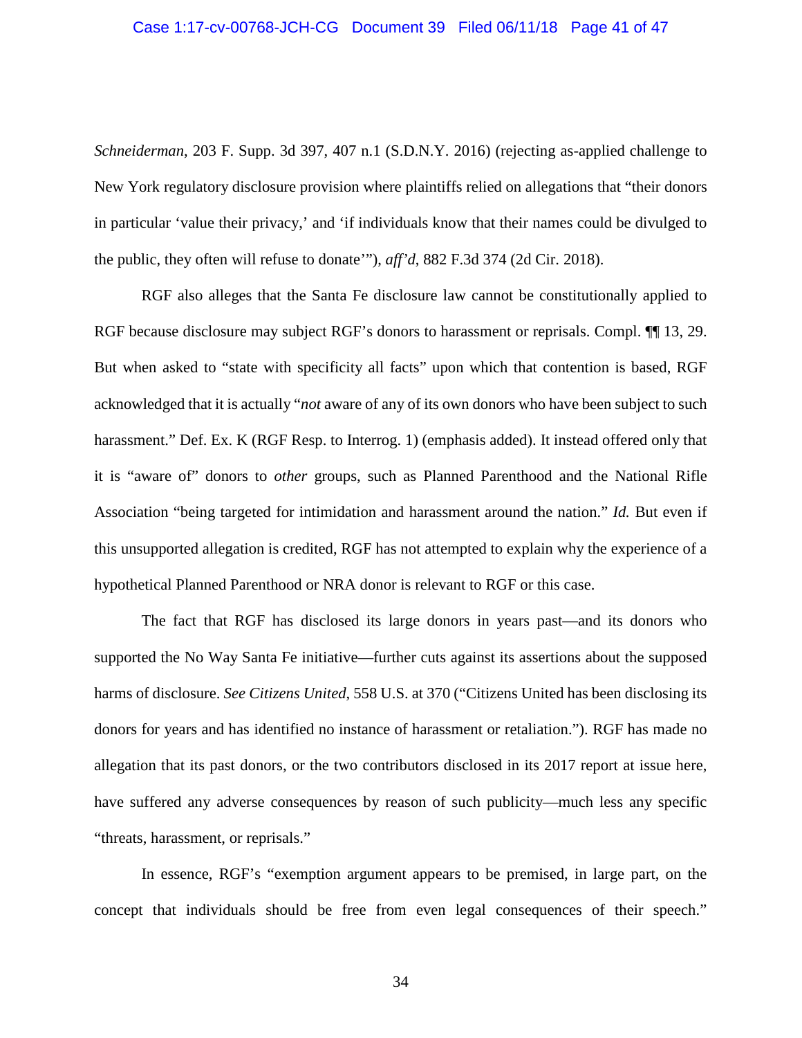*Schneiderman*, 203 F. Supp. 3d 397, 407 n.1 (S.D.N.Y. 2016) (rejecting as-applied challenge to New York regulatory disclosure provision where plaintiffs relied on allegations that "their donors in particular 'value their privacy,' and 'if individuals know that their names could be divulged to the public, they often will refuse to donate'"), *aff'd*, 882 F.3d 374 (2d Cir. 2018).

RGF also alleges that the Santa Fe disclosure law cannot be constitutionally applied to RGF because disclosure may subject RGF's donors to harassment or reprisals. Compl. ¶¶ 13, 29. But when asked to "state with specificity all facts" upon which that contention is based, RGF acknowledged that it is actually "*not* aware of any of its own donors who have been subject to such harassment." Def. Ex. K (RGF Resp. to Interrog. 1) (emphasis added). It instead offered only that it is "aware of" donors to *other* groups, such as Planned Parenthood and the National Rifle Association "being targeted for intimidation and harassment around the nation." *Id.* But even if this unsupported allegation is credited, RGF has not attempted to explain why the experience of a hypothetical Planned Parenthood or NRA donor is relevant to RGF or this case.

The fact that RGF has disclosed its large donors in years past—and its donors who supported the No Way Santa Fe initiative—further cuts against its assertions about the supposed harms of disclosure. *See Citizens United*, 558 U.S. at 370 ("Citizens United has been disclosing its donors for years and has identified no instance of harassment or retaliation."). RGF has made no allegation that its past donors, or the two contributors disclosed in its 2017 report at issue here, have suffered any adverse consequences by reason of such publicity—much less any specific "threats, harassment, or reprisals."

In essence, RGF's "exemption argument appears to be premised, in large part, on the concept that individuals should be free from even legal consequences of their speech."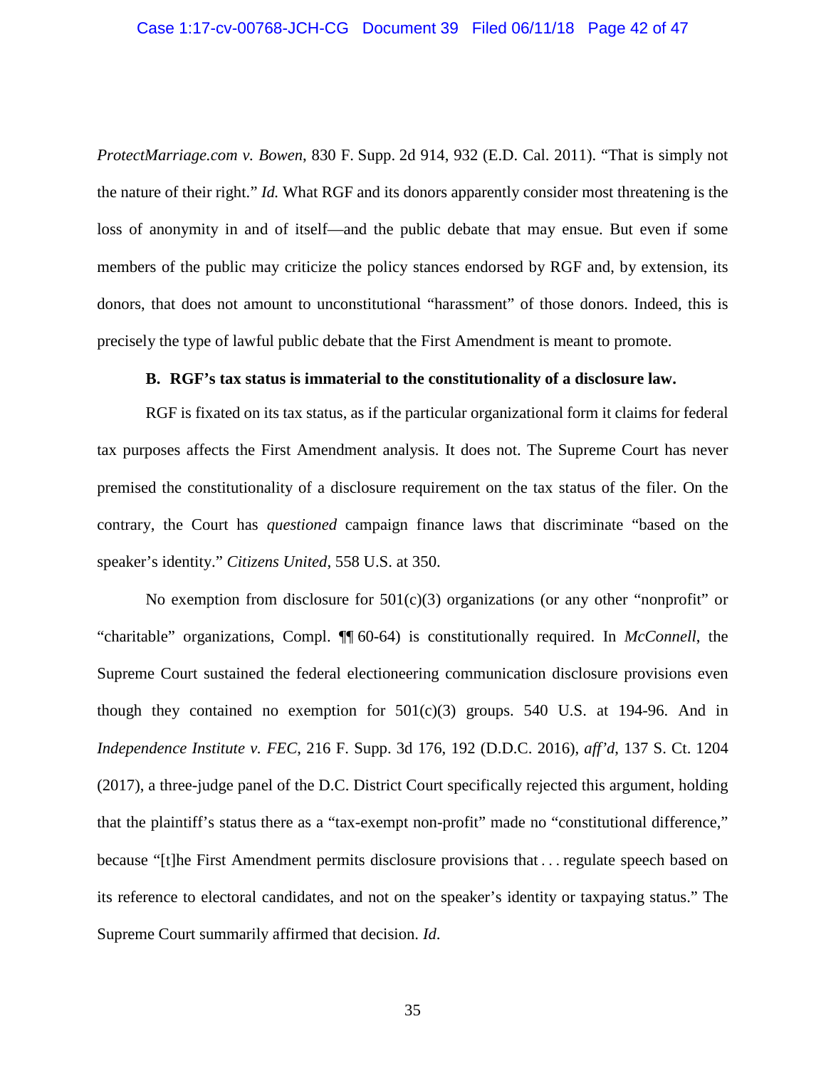*ProtectMarriage.com v. Bowen*, 830 F. Supp. 2d 914, 932 (E.D. Cal. 2011). "That is simply not the nature of their right." *Id.* What RGF and its donors apparently consider most threatening is the loss of anonymity in and of itself—and the public debate that may ensue. But even if some members of the public may criticize the policy stances endorsed by RGF and, by extension, its donors, that does not amount to unconstitutional "harassment" of those donors. Indeed, this is precisely the type of lawful public debate that the First Amendment is meant to promote.

**B. RGF's tax status is immaterial to the constitutionality of a disclosure law.**

RGF is fixated on its tax status, as if the particular organizational form it claims for federal tax purposes affects the First Amendment analysis. It does not. The Supreme Court has never premised the constitutionality of a disclosure requirement on the tax status of the filer. On the contrary, the Court has *questioned* campaign finance laws that discriminate "based on the speaker's identity." *Citizens United*, 558 U.S. at 350.

No exemption from disclosure for 501(c)(3) organizations (or any other "nonprofit" or "charitable" organizations, Compl. ¶¶ 60-64) is constitutionally required. In *McConnell*, the Supreme Court sustained the federal electioneering communication disclosure provisions even though they contained no exemption for 501(c)(3) groups. 540 U.S. at 194-96. And in *Independence Institute v. FEC*, 216 F. Supp. 3d 176, 192 (D.D.C. 2016), *aff'd*, 137 S. Ct. 1204 (2017), a three-judge panel of the D.C. District Court specifically rejected this argument, holding that the plaintiff's status there as a "tax-exempt non-profit" made no "constitutional difference," because "[t]he First Amendment permits disclosure provisions that . . . regulate speech based on its reference to electoral candidates, and not on the speaker's identity or taxpaying status." The Supreme Court summarily affirmed that decision. *Id*.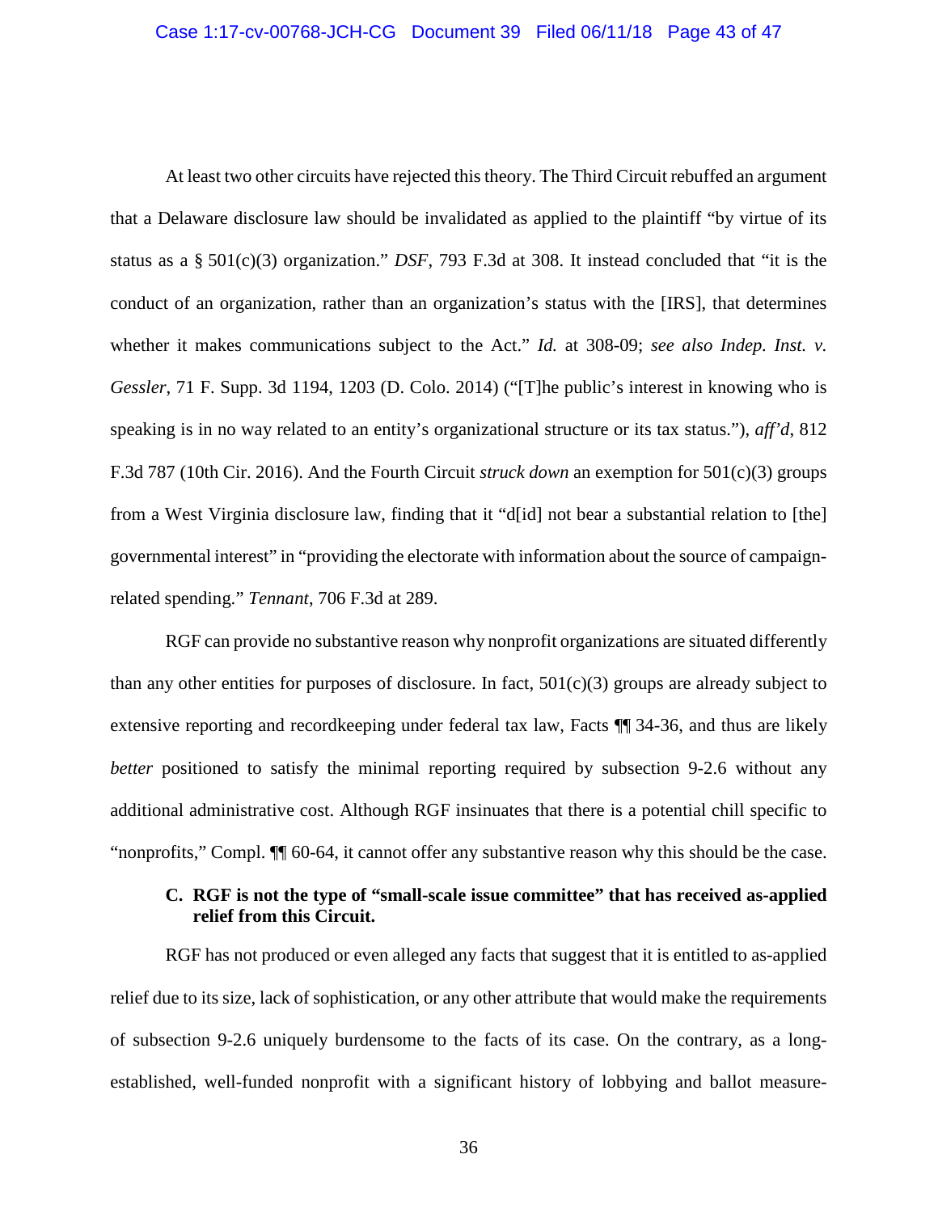At least two other circuits have rejected this theory. The Third Circuit rebuffed an argument that a Delaware disclosure law should be invalidated as applied to the plaintiff "by virtue of its status as a § 501(c)(3) organization." *DSF*, 793 F.3d at 308. It instead concluded that "it is the conduct of an organization, rather than an organization's status with the [IRS], that determines whether it makes communications subject to the Act." *Id.* at 308-09; *see also Indep. Inst. v. Gessler*, 71 F. Supp. 3d 1194, 1203 (D. Colo. 2014) ("[T]he public's interest in knowing who is speaking is in no way related to an entity's organizational structure or its tax status."), *aff'd*, 812 F.3d 787 (10th Cir. 2016). And the Fourth Circuit *struck down* an exemption for 501(c)(3) groups from a West Virginia disclosure law, finding that it "d[id] not bear a substantial relation to [the] governmental interest" in "providing the electorate with information about the source of campaign-related spending." *Tennant*, 706 F.3d at 289.

RGF can provide no substantive reason why nonprofit organizations are situated differently than any other entities for purposes of disclosure. In fact, 501(c)(3) groups are already subject to extensive reporting and recordkeeping under federal tax law, Facts ¶¶ 34-36, and thus are likely *better* positioned to satisfy the minimal reporting required by subsection 9-2.6 without any additional administrative cost. Although RGF insinuates that there is a potential chill specific to "nonprofits," Compl. ¶¶ 60-64, it cannot offer any substantive reason why this should be the case.

### C. RGF is not the type of "small-scale issue committee" that has received as-applied relief from this Circuit.

RGF has not produced or even alleged any facts that suggest that it is entitled to as-applied relief due to its size, lack of sophistication, or any other attribute that would make the requirements of subsection 9-2.6 uniquely burdensome to the facts of its case. On the contrary, as a long-established, well-funded nonprofit with a significant history of lobbying and ballot measure-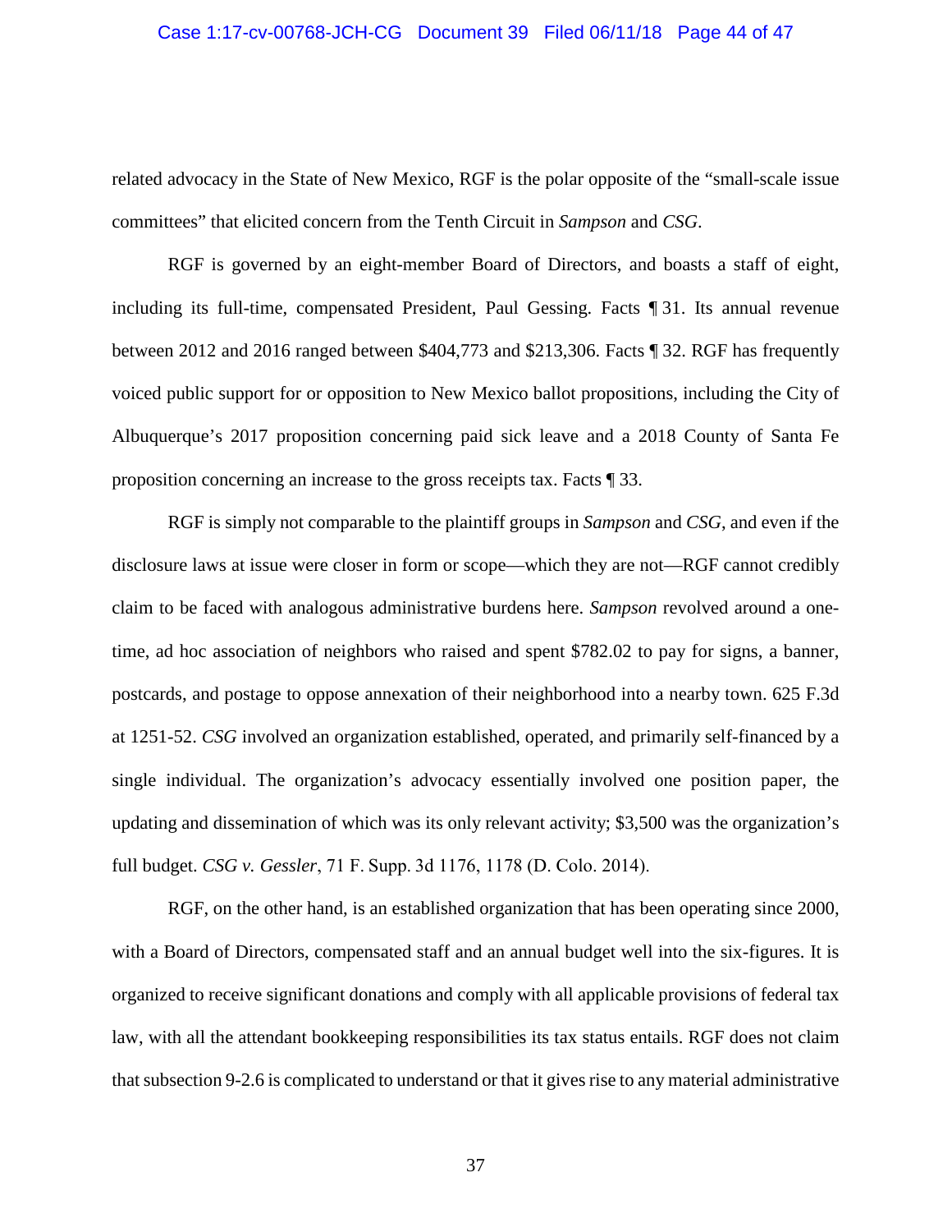related advocacy in the State of New Mexico, RGF is the polar opposite of the "small-scale issue committees" that elicited concern from the Tenth Circuit in *Sampson* and *CSG*.

RGF is governed by an eight-member Board of Directors, and boasts a staff of eight, including its full-time, compensated President, Paul Gessing. Facts ¶ 31. Its annual revenue between 2012 and 2016 ranged between $404,773 and $213,306. Facts ¶ 32. RGF has frequently voiced public support for or opposition to New Mexico ballot propositions, including the City of Albuquerque's 2017 proposition concerning paid sick leave and a 2018 County of Santa Fe proposition concerning an increase to the gross receipts tax. Facts ¶ 33.

RGF is simply not comparable to the plaintiff groups in *Sampson* and *CSG*, and even if the disclosure laws at issue were closer in form or scope—which they are not—RGF cannot credibly claim to be faced with analogous administrative burdens here. *Sampson* revolved around a one-time, ad hoc association of neighbors who raised and spent $782.02 to pay for signs, a banner, postcards, and postage to oppose annexation of their neighborhood into a nearby town. 625 F.3d at 1251-52. *CSG* involved an organization established, operated, and primarily self-financed by a single individual. The organization's advocacy essentially involved one position paper, the updating and dissemination of which was its only relevant activity; $3,500 was the organization's full budget. *CSG v. Gessler*, 71 F. Supp. 3d 1176, 1178 (D. Colo. 2014).

RGF, on the other hand, is an established organization that has been operating since 2000, with a Board of Directors, compensated staff and an annual budget well into the six-figures. It is organized to receive significant donations and comply with all applicable provisions of federal tax law, with all the attendant bookkeeping responsibilities its tax status entails. RGF does not claim that subsection 9-2.6 is complicated to understand or that it gives rise to any material administrative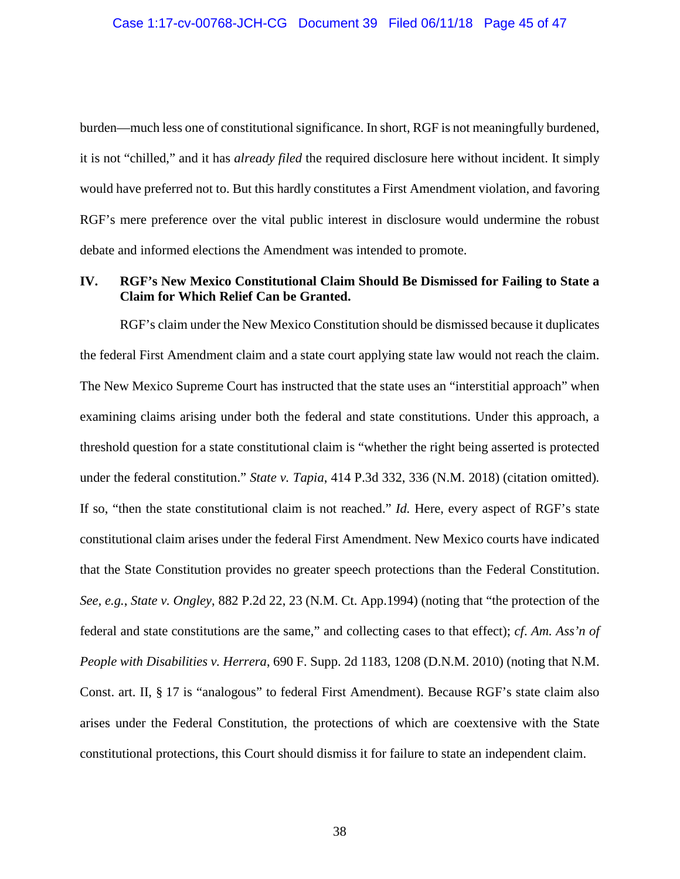burden—much less one of constitutional significance. In short, RGF is not meaningfully burdened, it is not "chilled," and it has *already filed* the required disclosure here without incident. It simply would have preferred not to. But this hardly constitutes a First Amendment violation, and favoring RGF's mere preference over the vital public interest in disclosure would undermine the robust debate and informed elections the Amendment was intended to promote.

## IV. RGF's New Mexico Constitutional Claim Should Be Dismissed for Failing to State a Claim for Which Relief Can be Granted.

RGF's claim under the New Mexico Constitution should be dismissed because it duplicates the federal First Amendment claim and a state court applying state law would not reach the claim. The New Mexico Supreme Court has instructed that the state uses an "interstitial approach" when examining claims arising under both the federal and state constitutions. Under this approach, a threshold question for a state constitutional claim is "whether the right being asserted is protected under the federal constitution." *State v. Tapia*, 414 P.3d 332, 336 (N.M. 2018) (citation omitted). If so, "then the state constitutional claim is not reached." *Id.* Here, every aspect of RGF's state constitutional claim arises under the federal First Amendment. New Mexico courts have indicated that the State Constitution provides no greater speech protections than the Federal Constitution. *See, e.g.*, *State v. Ongley*, 882 P.2d 22, 23 (N.M. Ct. App.1994) (noting that "the protection of the federal and state constitutions are the same," and collecting cases to that effect); *cf. Am. Ass'n of People with Disabilities v. Herrera*, 690 F. Supp. 2d 1183, 1208 (D.N.M. 2010) (noting that N.M. Const. art. II, § 17 is "analogous" to federal First Amendment). Because RGF's state claim also arises under the Federal Constitution, the protections of which are coextensive with the State constitutional protections, this Court should dismiss it for failure to state an independent claim.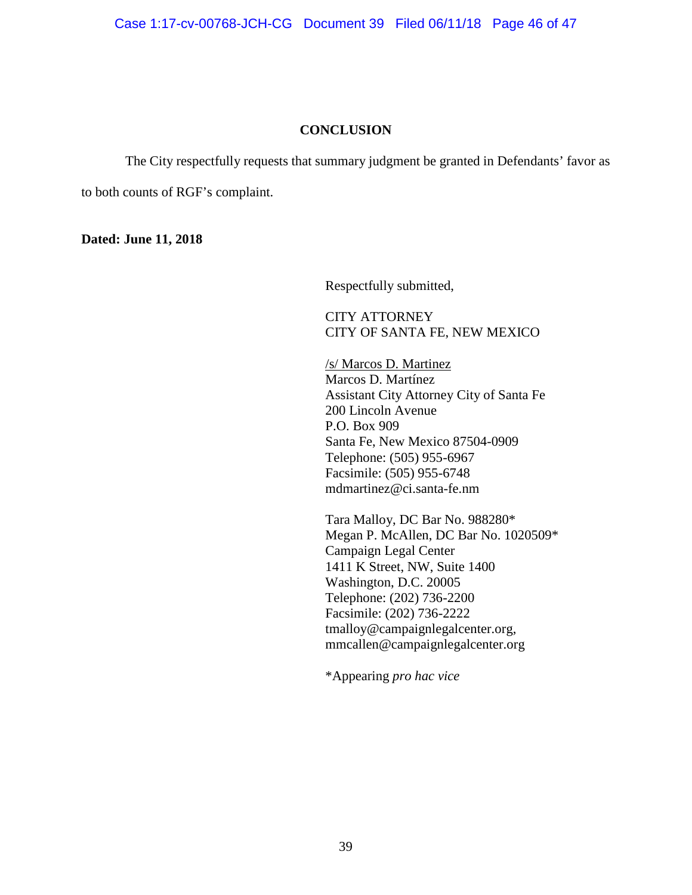## CONCLUSION

The City respectfully requests that summary judgment be granted in Defendants' favor as to both counts of RGF's complaint.

**Dated: June 11, 2018**

Respectfully submitted,

CITY ATTORNEY
CITY OF SANTA FE, NEW MEXICO

/s/ Marcos D. Martinez
Marcos D. Martínez
Assistant City Attorney City of Santa Fe
200 Lincoln Avenue
P.O. Box 909
Santa Fe, New Mexico 87504-0909
Telephone: (505) 955-6967
Facsimile: (505) 955-6748
mdmartinez@ci.santa-fe.nm

Tara Malloy, DC Bar No. 988280*
Megan P. McAllen, DC Bar No. 1020509*
Campaign Legal Center
1411 K Street, NW, Suite 1400
Washington, D.C. 20005
Telephone: (202) 736-2200
Facsimile: (202) 736-2222
tmalloy@campaignlegalcenter.org,
mmcallen@campaignlegalcenter.org

*Appearing *pro hac vice*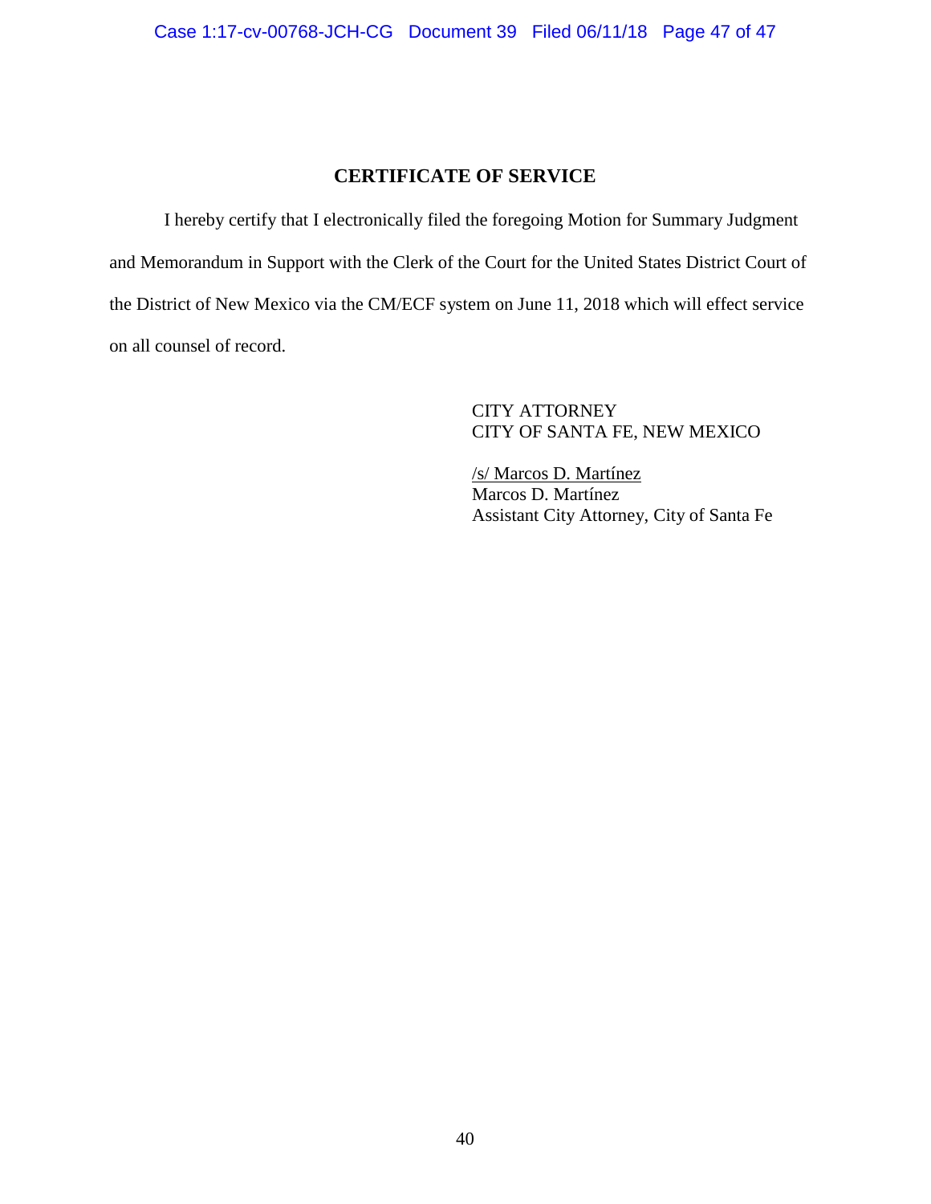## CERTIFICATE OF SERVICE

I hereby certify that I electronically filed the foregoing Motion for Summary Judgment and Memorandum in Support with the Clerk of the Court for the United States District Court of the District of New Mexico via the CM/ECF system on June 11, 2018 which will effect service on all counsel of record.

CITY ATTORNEY
CITY OF SANTA FE, NEW MEXICO

/s/ Marcos D. Martínez
Marcos D. Martínez
Assistant City Attorney, City of Santa Fe